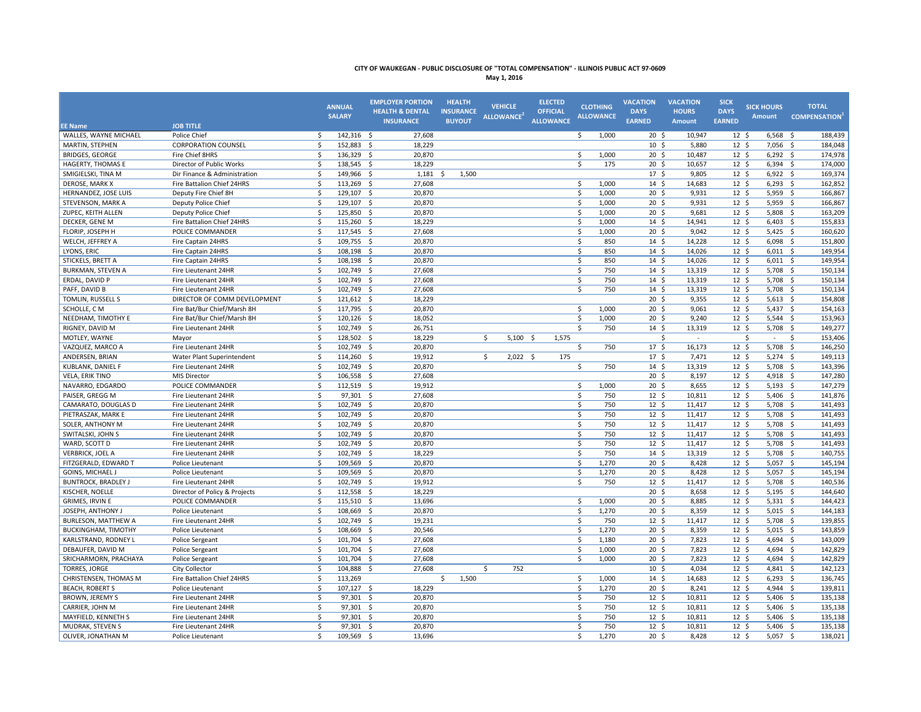**CITY OF WAUKEGAN - PUBLIC DISCLOSURE OF "TOTAL COMPENSATION" - ILLINOIS PUBLIC ACT 97-0609**

**May 1, 2016**

| EE Name | JOB TITLE | ANNUAL SALARY | EMPLOYER PORTION HEALTH & DENTAL INSURANCE | HEALTH INSURANCE BUYOUT | VEHICLE ALLOWANCE[2] | ELECTED OFFICIAL ALLOWANCE | CLOTHING ALLOWANCE | VACATION DAYS EARNED | VACATION HOURS Amount | SICK DAYS EARNED | SICK HOURS Amount | TOTAL COMPENSATION[1] |
|---|---|---|---|---|---|---|---|---|---|---|---|---|
| WALLES, WAYNE MICHAEL | Police Chief | $ 142,316 | $ 27,608 | | | | $ 1,000 | 20 | $ 10,947 | 12 | $ 6,568 | $ 188,439 |
| MARTIN, STEPHEN | CORPORATION COUNSEL | $ 152,883 | $ 18,229 | | | | | 10 | $ 5,880 | 12 | $ 7,056 | $ 184,048 |
| BRIDGES, GEORGE | Fire Chief 8HRS | $ 136,329 | $ 20,870 | | | | $ 1,000 | 20 | $ 10,487 | 12 | $ 6,292 | $ 174,978 |
| HAGERTY, THOMAS E | Director of Public Works | $ 138,545 | $ 18,229 | | | | $ 175 | 20 | $ 10,657 | 12 | $ 6,394 | $ 174,000 |
| SMIGIELSKI, TINA M | Dir Finance & Administration | $ 149,966 | $ 1,181 | $ 1,500 | | | | 17 | $ 9,805 | 12 | $ 6,922 | $ 169,374 |
| DEROSE, MARK X | Fire Battalion Chief 24HRS | $ 113,269 | $ 27,608 | | | | $ 1,000 | 14 | $ 14,683 | 12 | $ 6,293 | $ 162,852 |
| HERNANDEZ, JOSE LUIS | Deputy Fire Chief 8H | $ 129,107 | $ 20,870 | | | | $ 1,000 | 20 | $ 9,931 | 12 | $ 5,959 | $ 166,867 |
| STEVENSON, MARK A | Deputy Police Chief | $ 129,107 | $ 20,870 | | | | $ 1,000 | 20 | $ 9,931 | 12 | $ 5,959 | $ 166,867 |
| ZUPEC, KEITH ALLEN | Deputy Police Chief | $ 125,850 | $ 20,870 | | | | $ 1,000 | 20 | $ 9,681 | 12 | $ 5,808 | $ 163,209 |
| DECKER, GENE M | Fire Battalion Chief 24HRS | $ 115,260 | $ 18,229 | | | | $ 1,000 | 14 | $ 14,941 | 12 | $ 6,403 | $ 155,833 |
| FLORIP, JOSEPH H | POLICE COMMANDER | $ 117,545 | $ 27,608 | | | | $ 1,000 | 20 | $ 9,042 | 12 | $ 5,425 | $ 160,620 |
| WELCH, JEFFREY A | Fire Captain 24HRS | $ 109,755 | $ 20,870 | | | | $ 850 | 14 | $ 14,228 | 12 | $ 6,098 | $ 151,800 |
| LYONS, ERIC | Fire Captain 24HRS | $ 108,198 | $ 20,870 | | | | $ 850 | 14 | $ 14,026 | 12 | $ 6,011 | $ 149,954 |
| STICKELS, BRETT A | Fire Captain 24HRS | $ 108,198 | $ 20,870 | | | | $ 850 | 14 | $ 14,026 | 12 | $ 6,011 | $ 149,954 |
| BURKMAN, STEVEN A | Fire Lieutenant 24HR | $ 102,749 | $ 27,608 | | | | $ 750 | 14 | $ 13,319 | 12 | $ 5,708 | $ 150,134 |
| ERDAL, DAVID P | Fire Lieutenant 24HR | $ 102,749 | $ 27,608 | | | | $ 750 | 14 | $ 13,319 | 12 | $ 5,708 | $ 150,134 |
| PAFF, DAVID B | Fire Lieutenant 24HR | $ 102,749 | $ 27,608 | | | | $ 750 | 14 | $ 13,319 | 12 | $ 5,708 | $ 150,134 |
| TOMLIN, RUSSELL S | DIRECTOR OF COMM DEVELOPMENT | $ 121,612 | $ 18,229 | | | | | 20 | $ 9,355 | 12 | $ 5,613 | $ 154,808 |
| SCHOLLE, C M | Fire Bat/Bur Chief/Marsh 8H | $ 117,795 | $ 20,870 | | | | $ 1,000 | 20 | $ 9,061 | 12 | $ 5,437 | $ 154,163 |
| NEEDHAM, TIMOTHY E | Fire Bat/Bur Chief/Marsh 8H | $ 120,126 | $ 18,052 | | | | $ 1,000 | 20 | $ 9,240 | 12 | $ 5,544 | $ 153,963 |
| RIGNEY, DAVID M | Fire Lieutenant 24HR | $ 102,749 | $ 26,751 | | | | $ 750 | 14 | $ 13,319 | 12 | $ 5,708 | $ 149,277 |
| MOTLEY, WAYNE | Mayor | $ 128,502 | $ 18,229 | | $ 5,100 | $ 1,575 | | | $ - | | $ - | $ 153,406 |
| VAZQUEZ, MARCO A | Fire Lieutenant 24HR | $ 102,749 | $ 20,870 | | | | $ 750 | 17 | $ 16,173 | 12 | $ 5,708 | $ 146,250 |
| ANDERSEN, BRIAN | Water Plant Superintendent | $ 114,260 | $ 19,912 | | $ 2,022 | $ 175 | | 17 | $ 7,471 | 12 | $ 5,274 | $ 149,113 |
| KUBLANK, DANIEL F | Fire Lieutenant 24HR | $ 102,749 | $ 20,870 | | | | $ 750 | 14 | $ 13,319 | 12 | $ 5,708 | $ 143,396 |
| VELA, ERIK TINO | MIS Director | $ 106,558 | $ 27,608 | | | | | 20 | $ 8,197 | 12 | $ 4,918 | $ 147,280 |
| NAVARRO, EDGARDO | POLICE COMMANDER | $ 112,519 | $ 19,912 | | | | $ 1,000 | 20 | $ 8,655 | 12 | $ 5,193 | $ 147,279 |
| PAISER, GREGG M | Fire Lieutenant 24HR | $ 97,301 | $ 27,608 | | | | $ 750 | 12 | $ 10,811 | 12 | $ 5,406 | $ 141,876 |
| CAMARATO, DOUGLAS D | Fire Lieutenant 24HR | $ 102,749 | $ 20,870 | | | | $ 750 | 12 | $ 11,417 | 12 | $ 5,708 | $ 141,493 |
| PIETRASZAK, MARK E | Fire Lieutenant 24HR | $ 102,749 | $ 20,870 | | | | $ 750 | 12 | $ 11,417 | 12 | $ 5,708 | $ 141,493 |
| SOLER, ANTHONY M | Fire Lieutenant 24HR | $ 102,749 | $ 20,870 | | | | $ 750 | 12 | $ 11,417 | 12 | $ 5,708 | $ 141,493 |
| SWITALSKI, JOHN S | Fire Lieutenant 24HR | $ 102,749 | $ 20,870 | | | | $ 750 | 12 | $ 11,417 | 12 | $ 5,708 | $ 141,493 |
| WARD, SCOTT D | Fire Lieutenant 24HR | $ 102,749 | $ 20,870 | | | | $ 750 | 12 | $ 11,417 | 12 | $ 5,708 | $ 141,493 |
| VERBRICK, JOEL A | Fire Lieutenant 24HR | $ 102,749 | $ 18,229 | | | | $ 750 | 14 | $ 13,319 | 12 | $ 5,708 | $ 140,755 |
| FITZGERALD, EDWARD T | Police Lieutenant | $ 109,569 | $ 20,870 | | | | $ 1,270 | 20 | $ 8,428 | 12 | $ 5,057 | $ 145,194 |
| GOINS, MICHAEL J | Police Lieutenant | $ 109,569 | $ 20,870 | | | | $ 1,270 | 20 | $ 8,428 | 12 | $ 5,057 | $ 145,194 |
| BUNTROCK, BRADLEY J | Fire Lieutenant 24HR | $ 102,749 | $ 19,912 | | | | $ 750 | 12 | $ 11,417 | 12 | $ 5,708 | $ 140,536 |
| KISCHER, NOELLE | Director of Policy & Projects | $ 112,558 | $ 18,229 | | | | | 20 | $ 8,658 | 12 | $ 5,195 | $ 144,640 |
| GRIMES, IRVIN E | POLICE COMMANDER | $ 115,510 | $ 13,696 | | | | $ 1,000 | 20 | $ 8,885 | 12 | $ 5,331 | $ 144,423 |
| JOSEPH, ANTHONY J | Police Lieutenant | $ 108,669 | $ 20,870 | | | | $ 1,270 | 20 | $ 8,359 | 12 | $ 5,015 | $ 144,183 |
| BURLESON, MATTHEW A | Fire Lieutenant 24HR | $ 102,749 | $ 19,231 | | | | $ 750 | 12 | $ 11,417 | 12 | $ 5,708 | $ 139,855 |
| BUCKINGHAM, TIMOTHY | Police Lieutenant | $ 108,669 | $ 20,546 | | | | $ 1,270 | 20 | $ 8,359 | 12 | $ 5,015 | $ 143,859 |
| KARLSTRAND, RODNEY L | Police Sergeant | $ 101,704 | $ 27,608 | | | | $ 1,180 | 20 | $ 7,823 | 12 | $ 4,694 | $ 143,009 |
| DEBAUFER, DAVID M | Police Sergeant | $ 101,704 | $ 27,608 | | | | $ 1,000 | 20 | $ 7,823 | 12 | $ 4,694 | $ 142,829 |
| SRICHARMORN, PRACHAYA | Police Sergeant | $ 101,704 | $ 27,608 | | | | $ 1,000 | 20 | $ 7,823 | 12 | $ 4,694 | $ 142,829 |
| TORRES, JORGE | City Collector | $ 104,888 | $ 27,608 | | $ 752 | | | 10 | $ 4,034 | 12 | $ 4,841 | $ 142,123 |
| CHRISTENSEN, THOMAS M | Fire Battalion Chief 24HRS | $ 113,269 | | $ 1,500 | | | $ 1,000 | 14 | $ 14,683 | 12 | $ 6,293 | $ 136,745 |
| BEACH, ROBERT S | Police Lieutenant | $ 107,127 | $ 18,229 | | | | $ 1,270 | 20 | $ 8,241 | 12 | $ 4,944 | $ 139,811 |
| BROWN, JEREMY S | Fire Lieutenant 24HR | $ 97,301 | $ 20,870 | | | | $ 750 | 12 | $ 10,811 | 12 | $ 5,406 | $ 135,138 |
| CARRIER, JOHN M | Fire Lieutenant 24HR | $ 97,301 | $ 20,870 | | | | $ 750 | 12 | $ 10,811 | 12 | $ 5,406 | $ 135,138 |
| MAYFIELD, KENNETH S | Fire Lieutenant 24HR | $ 97,301 | $ 20,870 | | | | $ 750 | 12 | $ 10,811 | 12 | $ 5,406 | $ 135,138 |
| MUDRAK, STEVEN S | Fire Lieutenant 24HR | $ 97,301 | $ 20,870 | | | | $ 750 | 12 | $ 10,811 | 12 | $ 5,406 | $ 135,138 |
| OLIVER, JONATHAN M | Police Lieutenant | $ 109,569 | $ 13,696 | | | | $ 1,270 | 20 | $ 8,428 | 12 | $ 5,057 | $ 138,021 |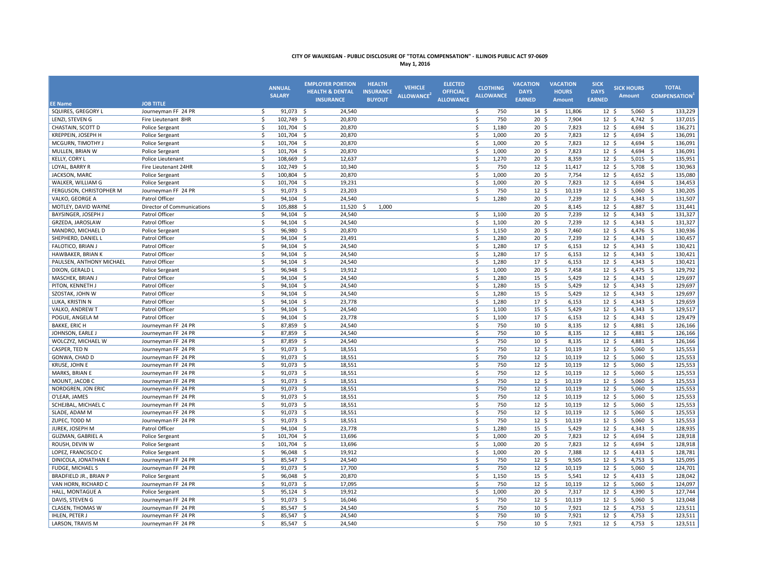**CITY OF WAUKEGAN - PUBLIC DISCLOSURE OF "TOTAL COMPENSATION" - ILLINOIS PUBLIC ACT 97-0609**

**May 1, 2016**

| EE Name | JOB TITLE | ANNUAL SALARY | EMPLOYER PORTION HEALTH & DENTAL INSURANCE | HEALTH INSURANCE BUYOUT | VEHICLE ALLOWANCE[2] | ELECTED OFFICIAL ALLOWANCE | CLOTHING ALLOWANCE | VACATION DAYS EARNED | VACATION HOURS Amount | SICK DAYS EARNED | SICK HOURS Amount | TOTAL COMPENSATION[1] |
|---|---|---|---|---|---|---|---|---|---|---|---|---|
| SQUIRES, GREGORY L | Journeyman FF 24 PR | $ 91,073 | $ 24,540 | | | | $ 750 | 14 | $ 11,806 | 12 | $ 5,060 | $ 133,229 |
| LENZI, STEVEN G | Fire Lieutenant 8HR | $ 102,749 | $ 20,870 | | | | $ 750 | 20 | $ 7,904 | 12 | $ 4,742 | $ 137,015 |
| CHASTAIN, SCOTT D | Police Sergeant | $ 101,704 | $ 20,870 | | | | $ 1,180 | 20 | $ 7,823 | 12 | $ 4,694 | $ 136,271 |
| KREPPEIN, JOSEPH H | Police Sergeant | $ 101,704 | $ 20,870 | | | | $ 1,000 | 20 | $ 7,823 | 12 | $ 4,694 | $ 136,091 |
| MCGURN, TIMOTHY J | Police Sergeant | $ 101,704 | $ 20,870 | | | | $ 1,000 | 20 | $ 7,823 | 12 | $ 4,694 | $ 136,091 |
| MULLEN, BRIAN W | Police Sergeant | $ 101,704 | $ 20,870 | | | | $ 1,000 | 20 | $ 7,823 | 12 | $ 4,694 | $ 136,091 |
| KELLY, CORY L | Police Lieutenant | $ 108,669 | $ 12,637 | | | | $ 1,270 | 20 | $ 8,359 | 12 | $ 5,015 | $ 135,951 |
| LOYAL, BARRY R | Fire Lieutenant 24HR | $ 102,749 | $ 10,340 | | | | $ 750 | 12 | $ 11,417 | 12 | $ 5,708 | $ 130,963 |
| JACKSON, MARC | Police Sergeant | $ 100,804 | $ 20,870 | | | | $ 1,000 | 20 | $ 7,754 | 12 | $ 4,652 | $ 135,080 |
| WALKER, WILLIAM G | Police Sergeant | $ 101,704 | $ 19,231 | | | | $ 1,000 | 20 | $ 7,823 | 12 | $ 4,694 | $ 134,453 |
| FERGUSON, CHRISTOPHER M | Journeyman FF 24 PR | $ 91,073 | $ 23,203 | | | | $ 750 | 12 | $ 10,119 | 12 | $ 5,060 | $ 130,205 |
| VALKO, GEORGE A | Patrol Officer | $ 94,104 | $ 24,540 | | | | $ 1,280 | 20 | $ 7,239 | 12 | $ 4,343 | $ 131,507 |
| MOTLEY, DAVID WAYNE | Director of Communications | $ 105,888 | $ 11,520 | $ 1,000 | | | | 20 | $ 8,145 | 12 | $ 4,887 | $ 131,441 |
| BAYSINGER, JOSEPH J | Patrol Officer | $ 94,104 | $ 24,540 | | | | $ 1,100 | 20 | $ 7,239 | 12 | $ 4,343 | $ 131,327 |
| GRZEDA, JAROSLAW | Patrol Officer | $ 94,104 | $ 24,540 | | | | $ 1,100 | 20 | $ 7,239 | 12 | $ 4,343 | $ 131,327 |
| MANDRO, MICHAEL D | Police Sergeant | $ 96,980 | $ 20,870 | | | | $ 1,150 | 20 | $ 7,460 | 12 | $ 4,476 | $ 130,936 |
| SHEPHERD, DANIEL L | Patrol Officer | $ 94,104 | $ 23,491 | | | | $ 1,280 | 20 | $ 7,239 | 12 | $ 4,343 | $ 130,457 |
| FALOTICO, BRIAN J | Patrol Officer | $ 94,104 | $ 24,540 | | | | $ 1,280 | 17 | $ 6,153 | 12 | $ 4,343 | $ 130,421 |
| HAWBAKER, BRIAN K | Patrol Officer | $ 94,104 | $ 24,540 | | | | $ 1,280 | 17 | $ 6,153 | 12 | $ 4,343 | $ 130,421 |
| PAULSEN, ANTHONY MICHAEL | Patrol Officer | $ 94,104 | $ 24,540 | | | | $ 1,280 | 17 | $ 6,153 | 12 | $ 4,343 | $ 130,421 |
| DIXON, GERALD L | Police Sergeant | $ 96,948 | $ 19,912 | | | | $ 1,000 | 20 | $ 7,458 | 12 | $ 4,475 | $ 129,792 |
| MASCHEK, BRIAN J | Patrol Officer | $ 94,104 | $ 24,540 | | | | $ 1,280 | 15 | $ 5,429 | 12 | $ 4,343 | $ 129,697 |
| PITON, KENNETH J | Patrol Officer | $ 94,104 | $ 24,540 | | | | $ 1,280 | 15 | $ 5,429 | 12 | $ 4,343 | $ 129,697 |
| SZOSTAK, JOHN W | Patrol Officer | $ 94,104 | $ 24,540 | | | | $ 1,280 | 15 | $ 5,429 | 12 | $ 4,343 | $ 129,697 |
| LUKA, KRISTIN N | Patrol Officer | $ 94,104 | $ 23,778 | | | | $ 1,280 | 17 | $ 6,153 | 12 | $ 4,343 | $ 129,659 |
| VALKO, ANDREW T | Patrol Officer | $ 94,104 | $ 24,540 | | | | $ 1,100 | 15 | $ 5,429 | 12 | $ 4,343 | $ 129,517 |
| POGUE, ANGELA M | Patrol Officer | $ 94,104 | $ 23,778 | | | | $ 1,100 | 17 | $ 6,153 | 12 | $ 4,343 | $ 129,479 |
| BAKKE, ERIC H | Journeyman FF 24 PR | $ 87,859 | $ 24,540 | | | | $ 750 | 10 | $ 8,135 | 12 | $ 4,881 | $ 126,166 |
| JOHNSON, EARLE J | Journeyman FF 24 PR | $ 87,859 | $ 24,540 | | | | $ 750 | 10 | $ 8,135 | 12 | $ 4,881 | $ 126,166 |
| WOLCZYZ, MICHAEL W | Journeyman FF 24 PR | $ 87,859 | $ 24,540 | | | | $ 750 | 10 | $ 8,135 | 12 | $ 4,881 | $ 126,166 |
| CASPER, TED N | Journeyman FF 24 PR | $ 91,073 | $ 18,551 | | | | $ 750 | 12 | $ 10,119 | 12 | $ 5,060 | $ 125,553 |
| GONWA, CHAD D | Journeyman FF 24 PR | $ 91,073 | $ 18,551 | | | | $ 750 | 12 | $ 10,119 | 12 | $ 5,060 | $ 125,553 |
| KRUSE, JOHN E | Journeyman FF 24 PR | $ 91,073 | $ 18,551 | | | | $ 750 | 12 | $ 10,119 | 12 | $ 5,060 | $ 125,553 |
| MARKS, BRIAN E | Journeyman FF 24 PR | $ 91,073 | $ 18,551 | | | | $ 750 | 12 | $ 10,119 | 12 | $ 5,060 | $ 125,553 |
| MOUNT, JACOB C | Journeyman FF 24 PR | $ 91,073 | $ 18,551 | | | | $ 750 | 12 | $ 10,119 | 12 | $ 5,060 | $ 125,553 |
| NORDGREN, JON ERIC | Journeyman FF 24 PR | $ 91,073 | $ 18,551 | | | | $ 750 | 12 | $ 10,119 | 12 | $ 5,060 | $ 125,553 |
| O'LEAR, JAMES | Journeyman FF 24 PR | $ 91,073 | $ 18,551 | | | | $ 750 | 12 | $ 10,119 | 12 | $ 5,060 | $ 125,553 |
| SCHEJBAL, MICHAEL C | Journeyman FF 24 PR | $ 91,073 | $ 18,551 | | | | $ 750 | 12 | $ 10,119 | 12 | $ 5,060 | $ 125,553 |
| SLADE, ADAM M | Journeyman FF 24 PR | $ 91,073 | $ 18,551 | | | | $ 750 | 12 | $ 10,119 | 12 | $ 5,060 | $ 125,553 |
| ZUPEC, TODD M | Journeyman FF 24 PR | $ 91,073 | $ 18,551 | | | | $ 750 | 12 | $ 10,119 | 12 | $ 5,060 | $ 125,553 |
| JUREK, JOSEPH M | Patrol Officer | $ 94,104 | $ 23,778 | | | | $ 1,280 | 15 | $ 5,429 | 12 | $ 4,343 | $ 128,935 |
| GUZMAN, GABRIEL A | Police Sergeant | $ 101,704 | $ 13,696 | | | | $ 1,000 | 20 | $ 7,823 | 12 | $ 4,694 | $ 128,918 |
| ROUSH, DEVIN W | Police Sergeant | $ 101,704 | $ 13,696 | | | | $ 1,000 | 20 | $ 7,823 | 12 | $ 4,694 | $ 128,918 |
| LOPEZ, FRANCISCO C | Police Sergeant | $ 96,048 | $ 19,912 | | | | $ 1,000 | 20 | $ 7,388 | 12 | $ 4,433 | $ 128,781 |
| DINICOLA, JONATHAN E | Journeyman FF 24 PR | $ 85,547 | $ 24,540 | | | | $ 750 | 12 | $ 9,505 | 12 | $ 4,753 | $ 125,095 |
| FUDGE, MICHAEL S | Journeyman FF 24 PR | $ 91,073 | $ 17,700 | | | | $ 750 | 12 | $ 10,119 | 12 | $ 5,060 | $ 124,701 |
| BRADFIELD JR., BRIAN P | Police Sergeant | $ 96,048 | $ 20,870 | | | | $ 1,150 | 15 | $ 5,541 | 12 | $ 4,433 | $ 128,042 |
| VAN HORN, RICHARD C | Journeyman FF 24 PR | $ 91,073 | $ 17,095 | | | | $ 750 | 12 | $ 10,119 | 12 | $ 5,060 | $ 124,097 |
| HALL, MONTAGUE A | Police Sergeant | $ 95,124 | $ 19,912 | | | | $ 1,000 | 20 | $ 7,317 | 12 | $ 4,390 | $ 127,744 |
| DAVIS, STEVEN G | Journeyman FF 24 PR | $ 91,073 | $ 16,046 | | | | $ 750 | 12 | $ 10,119 | 12 | $ 5,060 | $ 123,048 |
| CLASEN, THOMAS W | Journeyman FF 24 PR | $ 85,547 | $ 24,540 | | | | $ 750 | 10 | $ 7,921 | 12 | $ 4,753 | $ 123,511 |
| IHLEN, PETER J | Journeyman FF 24 PR | $ 85,547 | $ 24,540 | | | | $ 750 | 10 | $ 7,921 | 12 | $ 4,753 | $ 123,511 |
| LARSON, TRAVIS M | Journeyman FF 24 PR | $ 85,547 | $ 24,540 | | | | $ 750 | 10 | $ 7,921 | 12 | $ 4,753 | $ 123,511 |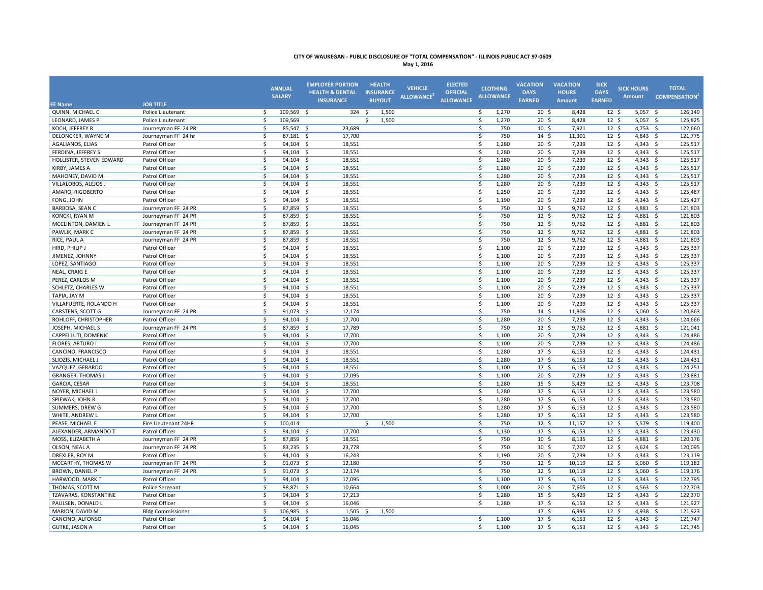**CITY OF WAUKEGAN - PUBLIC DISCLOSURE OF "TOTAL COMPENSATION" - ILLINOIS PUBLIC ACT 97-0609**

**May 1, 2016**

| EE Name | JOB TITLE | ANNUAL SALARY | EMPLOYER PORTION HEALTH & DENTAL INSURANCE | HEALTH INSURANCE BUYOUT | VEHICLE ALLOWANCE[2] | ELECTED OFFICIAL ALLOWANCE | CLOTHING ALLOWANCE | VACATION DAYS EARNED | VACATION HOURS Amount | SICK DAYS EARNED | SICK HOURS Amount | TOTAL COMPENSATION[1] |
|---|---|---|---|---|---|---|---|---|---|---|---|---|
| QUINN, MICHAEL C | Police Lieutenant | $ 109,569 | $ 324 | $ 1,500 | | | $ 1,270 | 20 | $ 8,428 | 12 | $ 5,057 | $ 126,149 |
| LEONARD, JAMES P | Police Lieutenant | $ 109,569 | | $ 1,500 | | | $ 1,270 | 20 | $ 8,428 | 12 | $ 5,057 | $ 125,825 |
| KOCH, JEFFREY R | Journeyman FF 24 PR | $ 85,547 | $ 23,689 | | | | $ 750 | 10 | $ 7,921 | 12 | $ 4,753 | $ 122,660 |
| DELONCKER, WAYNE M | Journeyman FF 24 hr | $ 87,181 | $ 17,700 | | | | $ 750 | 14 | $ 11,301 | 12 | $ 4,843 | $ 121,775 |
| AGALIANOS, ELIAS | Patrol Officer | $ 94,104 | $ 18,551 | | | | $ 1,280 | 20 | $ 7,239 | 12 | $ 4,343 | $ 125,517 |
| FERDINA, JEFFREY S | Patrol Officer | $ 94,104 | $ 18,551 | | | | $ 1,280 | 20 | $ 7,239 | 12 | $ 4,343 | $ 125,517 |
| HOLLISTER, STEVEN EDWARD | Patrol Officer | $ 94,104 | $ 18,551 | | | | $ 1,280 | 20 | $ 7,239 | 12 | $ 4,343 | $ 125,517 |
| KIRBY, JAMES A | Patrol Officer | $ 94,104 | $ 18,551 | | | | $ 1,280 | 20 | $ 7,239 | 12 | $ 4,343 | $ 125,517 |
| MAHONEY, DAVID M | Patrol Officer | $ 94,104 | $ 18,551 | | | | $ 1,280 | 20 | $ 7,239 | 12 | $ 4,343 | $ 125,517 |
| VILLALOBOS, ALEJOS J | Patrol Officer | $ 94,104 | $ 18,551 | | | | $ 1,280 | 20 | $ 7,239 | 12 | $ 4,343 | $ 125,517 |
| AMARO, RIGOBERTO | Patrol Officer | $ 94,104 | $ 18,551 | | | | $ 1,250 | 20 | $ 7,239 | 12 | $ 4,343 | $ 125,487 |
| FONG, JOHN | Patrol Officer | $ 94,104 | $ 18,551 | | | | $ 1,190 | 20 | $ 7,239 | 12 | $ 4,343 | $ 125,427 |
| BARBOSA, SEAN C | Journeyman FF 24 PR | $ 87,859 | $ 18,551 | | | | $ 750 | 12 | $ 9,762 | 12 | $ 4,881 | $ 121,803 |
| KONCKI, RYAN M | Journeyman FF 24 PR | $ 87,859 | $ 18,551 | | | | $ 750 | 12 | $ 9,762 | 12 | $ 4,881 | $ 121,803 |
| MCCLINTON, DAMIEN L | Journeyman FF 24 PR | $ 87,859 | $ 18,551 | | | | $ 750 | 12 | $ 9,762 | 12 | $ 4,881 | $ 121,803 |
| PAWLIK, MARK C | Journeyman FF 24 PR | $ 87,859 | $ 18,551 | | | | $ 750 | 12 | $ 9,762 | 12 | $ 4,881 | $ 121,803 |
| RICE, PAUL A | Journeyman FF 24 PR | $ 87,859 | $ 18,551 | | | | $ 750 | 12 | $ 9,762 | 12 | $ 4,881 | $ 121,803 |
| HIRD, PHILIP J | Patrol Officer | $ 94,104 | $ 18,551 | | | | $ 1,100 | 20 | $ 7,239 | 12 | $ 4,343 | $ 125,337 |
| JIMENEZ, JOHNNY | Patrol Officer | $ 94,104 | $ 18,551 | | | | $ 1,100 | 20 | $ 7,239 | 12 | $ 4,343 | $ 125,337 |
| LOPEZ, SANTIAGO | Patrol Officer | $ 94,104 | $ 18,551 | | | | $ 1,100 | 20 | $ 7,239 | 12 | $ 4,343 | $ 125,337 |
| NEAL, CRAIG E | Patrol Officer | $ 94,104 | $ 18,551 | | | | $ 1,100 | 20 | $ 7,239 | 12 | $ 4,343 | $ 125,337 |
| PEREZ, CARLOS M | Patrol Officer | $ 94,104 | $ 18,551 | | | | $ 1,100 | 20 | $ 7,239 | 12 | $ 4,343 | $ 125,337 |
| SCHLETZ, CHARLES W | Patrol Officer | $ 94,104 | $ 18,551 | | | | $ 1,100 | 20 | $ 7,239 | 12 | $ 4,343 | $ 125,337 |
| TAPIA, JAY M | Patrol Officer | $ 94,104 | $ 18,551 | | | | $ 1,100 | 20 | $ 7,239 | 12 | $ 4,343 | $ 125,337 |
| VILLAFUERTE, ROLANDO H | Patrol Officer | $ 94,104 | $ 18,551 | | | | $ 1,100 | 20 | $ 7,239 | 12 | $ 4,343 | $ 125,337 |
| CARSTENS, SCOTT G | Journeyman FF 24 PR | $ 91,073 | $ 12,174 | | | | $ 750 | 14 | $ 11,806 | 12 | $ 5,060 | $ 120,863 |
| ROHLOFF, CHRISTOPHER | Patrol Officer | $ 94,104 | $ 17,700 | | | | $ 1,280 | 20 | $ 7,239 | 12 | $ 4,343 | $ 124,666 |
| JOSEPH, MICHAEL S | Journeyman FF 24 PR | $ 87,859 | $ 17,789 | | | | $ 750 | 12 | $ 9,762 | 12 | $ 4,881 | $ 121,041 |
| CAPPELLUTI, DOMENIC | Patrol Officer | $ 94,104 | $ 17,700 | | | | $ 1,100 | 20 | $ 7,239 | 12 | $ 4,343 | $ 124,486 |
| FLORES, ARTURO I | Patrol Officer | $ 94,104 | $ 17,700 | | | | $ 1,100 | 20 | $ 7,239 | 12 | $ 4,343 | $ 124,486 |
| CANCINO, FRANCISCO | Patrol Officer | $ 94,104 | $ 18,551 | | | | $ 1,280 | 17 | $ 6,153 | 12 | $ 4,343 | $ 124,431 |
| SLIOZIS, MICHAEL J | Patrol Officer | $ 94,104 | $ 18,551 | | | | $ 1,280 | 17 | $ 6,153 | 12 | $ 4,343 | $ 124,431 |
| VAZQUEZ, GERARDO | Patrol Officer | $ 94,104 | $ 18,551 | | | | $ 1,100 | 17 | $ 6,153 | 12 | $ 4,343 | $ 124,251 |
| GRANGER, THOMAS J | Patrol Officer | $ 94,104 | $ 17,095 | | | | $ 1,100 | 20 | $ 7,239 | 12 | $ 4,343 | $ 123,881 |
| GARCIA, CESAR | Patrol Officer | $ 94,104 | $ 18,551 | | | | $ 1,280 | 15 | $ 5,429 | 12 | $ 4,343 | $ 123,708 |
| NOYER, MICHAEL J | Patrol Officer | $ 94,104 | $ 17,700 | | | | $ 1,280 | 17 | $ 6,153 | 12 | $ 4,343 | $ 123,580 |
| SPIEWAK, JOHN R | Patrol Officer | $ 94,104 | $ 17,700 | | | | $ 1,280 | 17 | $ 6,153 | 12 | $ 4,343 | $ 123,580 |
| SUMMERS, DREW G | Patrol Officer | $ 94,104 | $ 17,700 | | | | $ 1,280 | 17 | $ 6,153 | 12 | $ 4,343 | $ 123,580 |
| WHITE, ANDREW L | Patrol Officer | $ 94,104 | $ 17,700 | | | | $ 1,280 | 17 | $ 6,153 | 12 | $ 4,343 | $ 123,580 |
| PEASE, MICHAEL E | Fire Lieutenant 24HR | $ 100,414 | | $ 1,500 | | | $ 750 | 12 | $ 11,157 | 12 | $ 5,579 | $ 119,400 |
| ALEXANDER, ARMANDO T | Patrol Officer | $ 94,104 | $ 17,700 | | | | $ 1,130 | 17 | $ 6,153 | 12 | $ 4,343 | $ 123,430 |
| MOSS, ELIZABETH A | Journeyman FF 24 PR | $ 87,859 | $ 18,551 | | | | $ 750 | 10 | $ 8,135 | 12 | $ 4,881 | $ 120,176 |
| OLSON, NEAL A | Journeyman FF 24 PR | $ 83,235 | $ 23,778 | | | | $ 750 | 10 | $ 7,707 | 12 | $ 4,624 | $ 120,095 |
| DREXLER, ROY M | Patrol Officer | $ 94,104 | $ 16,243 | | | | $ 1,190 | 20 | $ 7,239 | 12 | $ 4,343 | $ 123,119 |
| MCCARTHY, THOMAS W | Journeyman FF 24 PR | $ 91,073 | $ 12,180 | | | | $ 750 | 12 | $ 10,119 | 12 | $ 5,060 | $ 119,182 |
| BROWN, DANIEL P | Journeyman FF 24 PR | $ 91,073 | $ 12,174 | | | | $ 750 | 12 | $ 10,119 | 12 | $ 5,060 | $ 119,176 |
| HARWOOD, MARK T | Patrol Officer | $ 94,104 | $ 17,095 | | | | $ 1,100 | 17 | $ 6,153 | 12 | $ 4,343 | $ 122,795 |
| THOMAS, SCOTT M | Police Sergeant | $ 98,871 | $ 10,664 | | | | $ 1,000 | 20 | $ 7,605 | 12 | $ 4,563 | $ 122,703 |
| TZAVARAS, KONSTANTINE | Patrol Officer | $ 94,104 | $ 17,213 | | | | $ 1,280 | 15 | $ 5,429 | 12 | $ 4,343 | $ 122,370 |
| PAULSEN, DONALD L | Patrol Officer | $ 94,104 | $ 16,046 | | | | $ 1,280 | 17 | $ 6,153 | 12 | $ 4,343 | $ 121,927 |
| MARION, DAVID M | Bldg Commissioner | $ 106,985 | $ 1,505 | $ 1,500 | | | | 17 | $ 6,995 | 12 | $ 4,938 | $ 121,923 |
| CANCINO, ALFONSO | Patrol Officer | $ 94,104 | $ 16,046 | | | | $ 1,100 | 17 | $ 6,153 | 12 | $ 4,343 | $ 121,747 |
| GUTKE, JASON A | Patrol Officer | $ 94,104 | $ 16,045 | | | | $ 1,100 | 17 | $ 6,153 | 12 | $ 4,343 | $ 121,745 |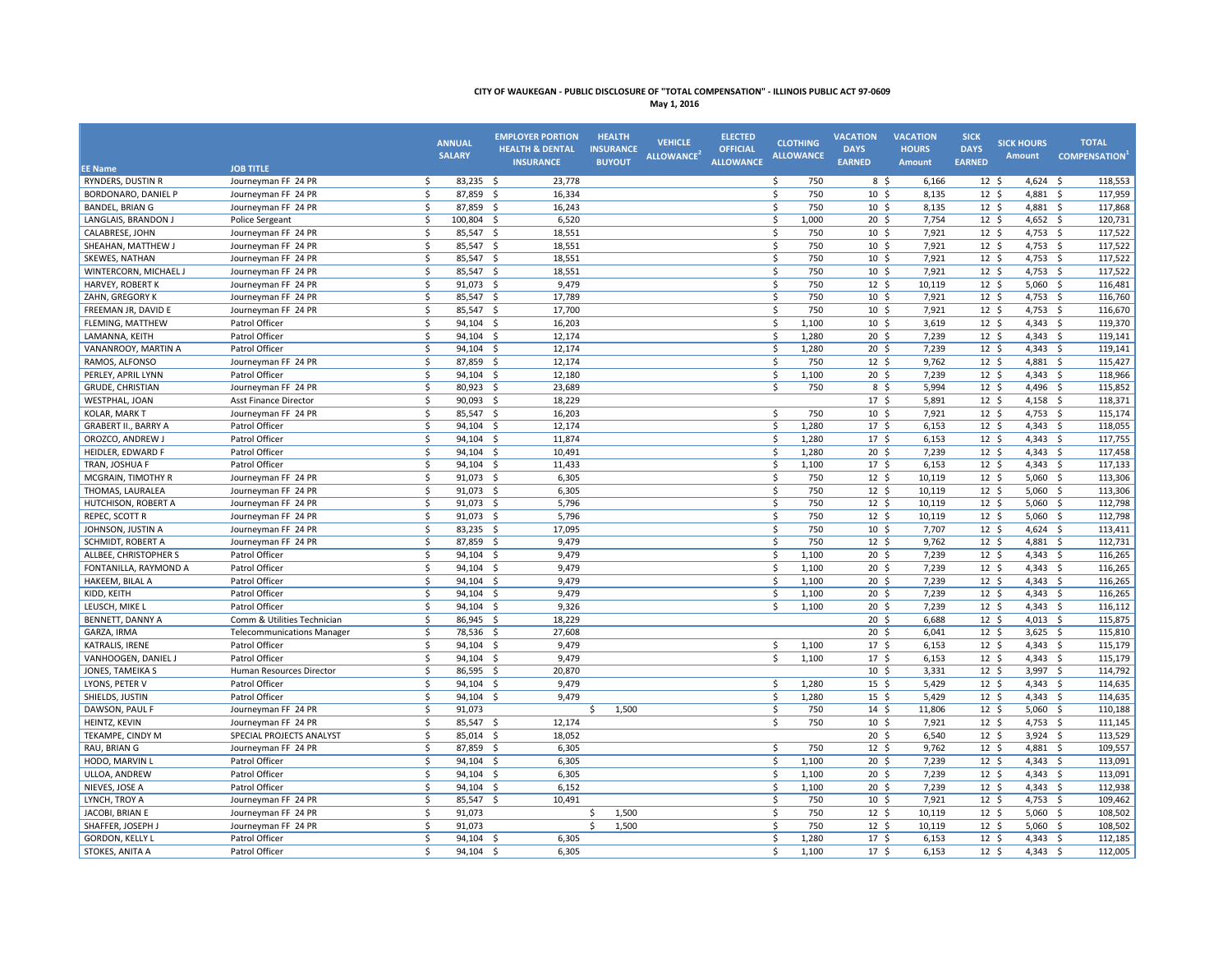**CITY OF WAUKEGAN - PUBLIC DISCLOSURE OF "TOTAL COMPENSATION" - ILLINOIS PUBLIC ACT 97-0609**

**May 1, 2016**

| EE Name | JOB TITLE | ANNUAL SALARY | EMPLOYER PORTION HEALTH & DENTAL INSURANCE | HEALTH INSURANCE BUYOUT | VEHICLE ALLOWANCE[2] | ELECTED OFFICIAL ALLOWANCE | CLOTHING ALLOWANCE | VACATION DAYS EARNED | VACATION HOURS Amount | SICK DAYS EARNED | SICK HOURS Amount | TOTAL COMPENSATION[1] |
|---|---|---|---|---|---|---|---|---|---|---|---|---|
| RYNDERS, DUSTIN R | Journeyman FF 24 PR | $ 83,235 | $ 23,778 | | | | $ 750 | 8 | $ 6,166 | 12 | $ 4,624 | $ 118,553 |
| BORDONARO, DANIEL P | Journeyman FF 24 PR | $ 87,859 | $ 16,334 | | | | $ 750 | 10 | $ 8,135 | 12 | $ 4,881 | $ 117,959 |
| BANDEL, BRIAN G | Journeyman FF 24 PR | $ 87,859 | $ 16,243 | | | | $ 750 | 10 | $ 8,135 | 12 | $ 4,881 | $ 117,868 |
| LANGLAIS, BRANDON J | Police Sergeant | $ 100,804 | $ 6,520 | | | | $ 1,000 | 20 | $ 7,754 | 12 | $ 4,652 | $ 120,731 |
| CALABRESE, JOHN | Journeyman FF 24 PR | $ 85,547 | $ 18,551 | | | | $ 750 | 10 | $ 7,921 | 12 | $ 4,753 | $ 117,522 |
| SHEAHAN, MATTHEW J | Journeyman FF 24 PR | $ 85,547 | $ 18,551 | | | | $ 750 | 10 | $ 7,921 | 12 | $ 4,753 | $ 117,522 |
| SKEWES, NATHAN | Journeyman FF 24 PR | $ 85,547 | $ 18,551 | | | | $ 750 | 10 | $ 7,921 | 12 | $ 4,753 | $ 117,522 |
| WINTERCORN, MICHAEL J | Journeyman FF 24 PR | $ 85,547 | $ 18,551 | | | | $ 750 | 10 | $ 7,921 | 12 | $ 4,753 | $ 117,522 |
| HARVEY, ROBERT K | Journeyman FF 24 PR | $ 91,073 | $ 9,479 | | | | $ 750 | 12 | $ 10,119 | 12 | $ 5,060 | $ 116,481 |
| ZAHN, GREGORY K | Journeyman FF 24 PR | $ 85,547 | $ 17,789 | | | | $ 750 | 10 | $ 7,921 | 12 | $ 4,753 | $ 116,760 |
| FREEMAN JR, DAVID E | Journeyman FF 24 PR | $ 85,547 | $ 17,700 | | | | $ 750 | 10 | $ 7,921 | 12 | $ 4,753 | $ 116,670 |
| FLEMING, MATTHEW | Patrol Officer | $ 94,104 | $ 16,203 | | | | $ 1,100 | 10 | $ 3,619 | 12 | $ 4,343 | $ 119,370 |
| LAMANNA, KEITH | Patrol Officer | $ 94,104 | $ 12,174 | | | | $ 1,280 | 20 | $ 7,239 | 12 | $ 4,343 | $ 119,141 |
| VANANROOY, MARTIN A | Patrol Officer | $ 94,104 | $ 12,174 | | | | $ 1,280 | 20 | $ 7,239 | 12 | $ 4,343 | $ 119,141 |
| RAMOS, ALFONSO | Journeyman FF 24 PR | $ 87,859 | $ 12,174 | | | | $ 750 | 12 | $ 9,762 | 12 | $ 4,881 | $ 115,427 |
| PERLEY, APRIL LYNN | Patrol Officer | $ 94,104 | $ 12,180 | | | | $ 1,100 | 20 | $ 7,239 | 12 | $ 4,343 | $ 118,966 |
| GRUDE, CHRISTIAN | Journeyman FF 24 PR | $ 80,923 | $ 23,689 | | | | $ 750 | 8 | $ 5,994 | 12 | $ 4,496 | $ 115,852 |
| WESTPHAL, JOAN | Asst Finance Director | $ 90,093 | $ 18,229 | | | | | 17 | $ 5,891 | 12 | $ 4,158 | $ 118,371 |
| KOLAR, MARK T | Journeyman FF 24 PR | $ 85,547 | $ 16,203 | | | | $ 750 | 10 | $ 7,921 | 12 | $ 4,753 | $ 115,174 |
| GRABERT II., BARRY A | Patrol Officer | $ 94,104 | $ 12,174 | | | | $ 1,280 | 17 | $ 6,153 | 12 | $ 4,343 | $ 118,055 |
| OROZCO, ANDREW J | Patrol Officer | $ 94,104 | $ 11,874 | | | | $ 1,280 | 17 | $ 6,153 | 12 | $ 4,343 | $ 117,755 |
| HEIDLER, EDWARD F | Patrol Officer | $ 94,104 | $ 10,491 | | | | $ 1,280 | 20 | $ 7,239 | 12 | $ 4,343 | $ 117,458 |
| TRAN, JOSHUA F | Patrol Officer | $ 94,104 | $ 11,433 | | | | $ 1,100 | 17 | $ 6,153 | 12 | $ 4,343 | $ 117,133 |
| MCGRAIN, TIMOTHY R | Journeyman FF 24 PR | $ 91,073 | $ 6,305 | | | | $ 750 | 12 | $ 10,119 | 12 | $ 5,060 | $ 113,306 |
| THOMAS, LAURALEA | Journeyman FF 24 PR | $ 91,073 | $ 6,305 | | | | $ 750 | 12 | $ 10,119 | 12 | $ 5,060 | $ 113,306 |
| HUTCHISON, ROBERT A | Journeyman FF 24 PR | $ 91,073 | $ 5,796 | | | | $ 750 | 12 | $ 10,119 | 12 | $ 5,060 | $ 112,798 |
| REPEC, SCOTT R | Journeyman FF 24 PR | $ 91,073 | $ 5,796 | | | | $ 750 | 12 | $ 10,119 | 12 | $ 5,060 | $ 112,798 |
| JOHNSON, JUSTIN A | Journeyman FF 24 PR | $ 83,235 | $ 17,095 | | | | $ 750 | 10 | $ 7,707 | 12 | $ 4,624 | $ 113,411 |
| SCHMIDT, ROBERT A | Journeyman FF 24 PR | $ 87,859 | $ 9,479 | | | | $ 750 | 12 | $ 9,762 | 12 | $ 4,881 | $ 112,731 |
| ALLBEE, CHRISTOPHER S | Patrol Officer | $ 94,104 | $ 9,479 | | | | $ 1,100 | 20 | $ 7,239 | 12 | $ 4,343 | $ 116,265 |
| FONTANILLA, RAYMOND A | Patrol Officer | $ 94,104 | $ 9,479 | | | | $ 1,100 | 20 | $ 7,239 | 12 | $ 4,343 | $ 116,265 |
| HAKEEM, BILAL A | Patrol Officer | $ 94,104 | $ 9,479 | | | | $ 1,100 | 20 | $ 7,239 | 12 | $ 4,343 | $ 116,265 |
| KIDD, KEITH | Patrol Officer | $ 94,104 | $ 9,479 | | | | $ 1,100 | 20 | $ 7,239 | 12 | $ 4,343 | $ 116,265 |
| LEUSCH, MIKE L | Patrol Officer | $ 94,104 | $ 9,326 | | | | $ 1,100 | 20 | $ 7,239 | 12 | $ 4,343 | $ 116,112 |
| BENNETT, DANNY A | Comm & Utilities Technician | $ 86,945 | $ 18,229 | | | | | 20 | $ 6,688 | 12 | $ 4,013 | $ 115,875 |
| GARZA, IRMA | Telecommunications Manager | $ 78,536 | $ 27,608 | | | | | 20 | $ 6,041 | 12 | $ 3,625 | $ 115,810 |
| KATRALIS, IRENE | Patrol Officer | $ 94,104 | $ 9,479 | | | | $ 1,100 | 17 | $ 6,153 | 12 | $ 4,343 | $ 115,179 |
| VANHOOGEN, DANIEL J | Patrol Officer | $ 94,104 | $ 9,479 | | | | $ 1,100 | 17 | $ 6,153 | 12 | $ 4,343 | $ 115,179 |
| JONES, TAMEIKA S | Human Resources Director | $ 86,595 | $ 20,870 | | | | | 10 | $ 3,331 | 12 | $ 3,997 | $ 114,792 |
| LYONS, PETER V | Patrol Officer | $ 94,104 | $ 9,479 | | | | $ 1,280 | 15 | $ 5,429 | 12 | $ 4,343 | $ 114,635 |
| SHIELDS, JUSTIN | Patrol Officer | $ 94,104 | $ 9,479 | | | | $ 1,280 | 15 | $ 5,429 | 12 | $ 4,343 | $ 114,635 |
| DAWSON, PAUL F | Journeyman FF 24 PR | $ 91,073 | | $ 1,500 | | | $ 750 | 14 | $ 11,806 | 12 | $ 5,060 | $ 110,188 |
| HEINTZ, KEVIN | Journeyman FF 24 PR | $ 85,547 | $ 12,174 | | | | $ 750 | 10 | $ 7,921 | 12 | $ 4,753 | $ 111,145 |
| TEKAMPE, CINDY M | SPECIAL PROJECTS ANALYST | $ 85,014 | $ 18,052 | | | | | 20 | $ 6,540 | 12 | $ 3,924 | $ 113,529 |
| RAU, BRIAN G | Journeyman FF 24 PR | $ 87,859 | $ 6,305 | | | | $ 750 | 12 | $ 9,762 | 12 | $ 4,881 | $ 109,557 |
| HODO, MARVIN L | Patrol Officer | $ 94,104 | $ 6,305 | | | | $ 1,100 | 20 | $ 7,239 | 12 | $ 4,343 | $ 113,091 |
| ULLOA, ANDREW | Patrol Officer | $ 94,104 | $ 6,305 | | | | $ 1,100 | 20 | $ 7,239 | 12 | $ 4,343 | $ 113,091 |
| NIEVES, JOSE A | Patrol Officer | $ 94,104 | $ 6,152 | | | | $ 1,100 | 20 | $ 7,239 | 12 | $ 4,343 | $ 112,938 |
| LYNCH, TROY A | Journeyman FF 24 PR | $ 85,547 | $ 10,491 | | | | $ 750 | 10 | $ 7,921 | 12 | $ 4,753 | $ 109,462 |
| JACOBI, BRIAN E | Journeyman FF 24 PR | $ 91,073 | | $ 1,500 | | | $ 750 | 12 | $ 10,119 | 12 | $ 5,060 | $ 108,502 |
| SHAFFER, JOSEPH J | Journeyman FF 24 PR | $ 91,073 | | $ 1,500 | | | $ 750 | 12 | $ 10,119 | 12 | $ 5,060 | $ 108,502 |
| GORDON, KELLY L | Patrol Officer | $ 94,104 | $ 6,305 | | | | $ 1,280 | 17 | $ 6,153 | 12 | $ 4,343 | $ 112,185 |
| STOKES, ANITA A | Patrol Officer | $ 94,104 | $ 6,305 | | | | $ 1,100 | 17 | $ 6,153 | 12 | $ 4,343 | $ 112,005 |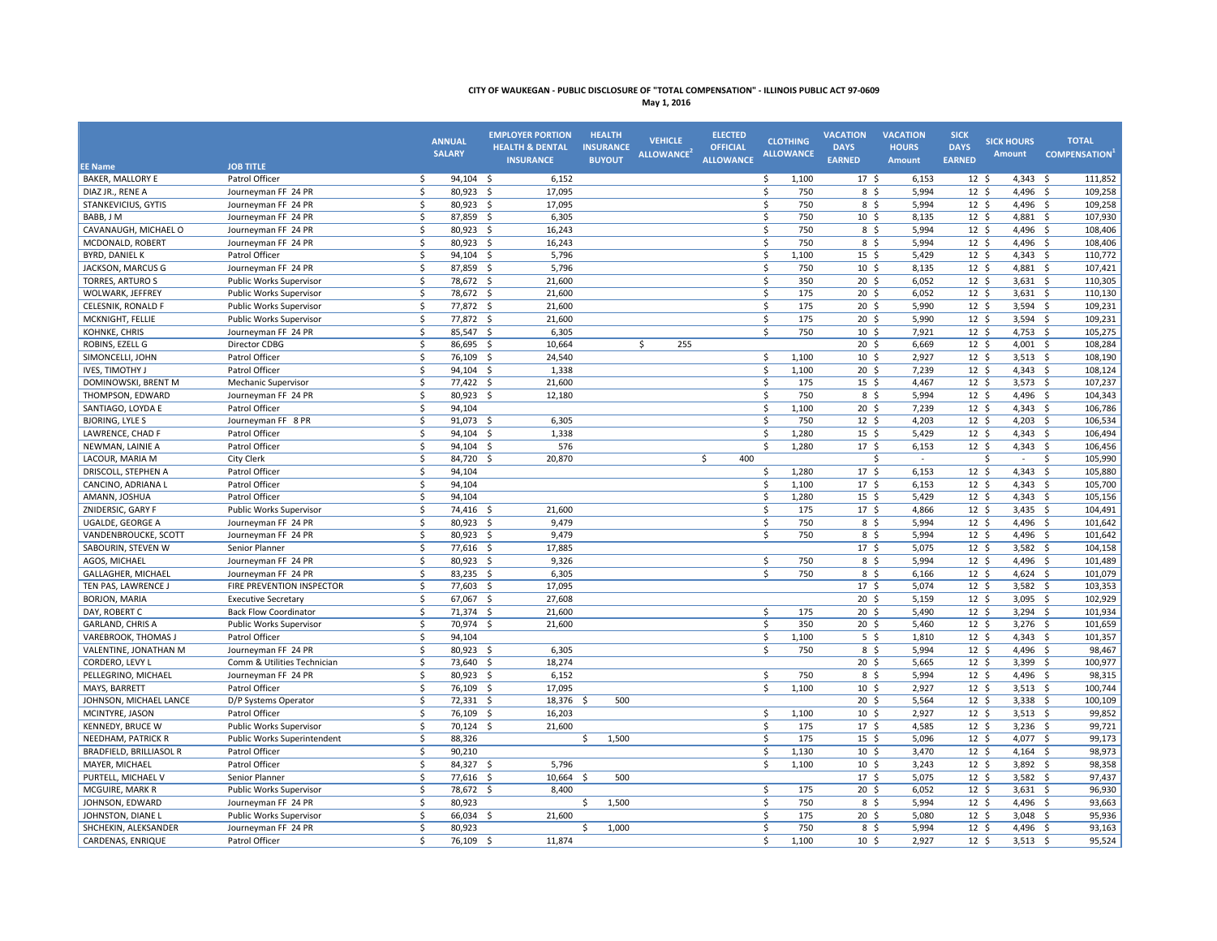**CITY OF WAUKEGAN - PUBLIC DISCLOSURE OF "TOTAL COMPENSATION" - ILLINOIS PUBLIC ACT 97-0609**
**May 1, 2016**

| EE Name | JOB TITLE | ANNUAL SALARY | EMPLOYER PORTION HEALTH & DENTAL INSURANCE | HEALTH INSURANCE BUYOUT | VEHICLE ALLOWANCE[2] | ELECTED OFFICIAL ALLOWANCE | CLOTHING ALLOWANCE | VACATION DAYS EARNED | VACATION HOURS Amount | SICK DAYS EARNED | SICK HOURS Amount | TOTAL COMPENSATION[1] |
|---|---|---|---|---|---|---|---|---|---|---|---|---|
| BAKER, MALLORY E | Patrol Officer | $ 94,104 | $ 6,152 | | | | $ 1,100 | 17 | $ 6,153 | 12 | $ 4,343 | $ 111,852 |
| DIAZ JR., RENE A | Journeyman FF 24 PR | $ 80,923 | $ 17,095 | | | | $ 750 | 8 | $ 5,994 | 12 | $ 4,496 | $ 109,258 |
| STANKEVICIUS, GYTIS | Journeyman FF 24 PR | $ 80,923 | $ 17,095 | | | | $ 750 | 8 | $ 5,994 | 12 | $ 4,496 | $ 109,258 |
| BABB, J M | Journeyman FF 24 PR | $ 87,859 | $ 6,305 | | | | $ 750 | 10 | $ 8,135 | 12 | $ 4,881 | $ 107,930 |
| CAVANAUGH, MICHAEL O | Journeyman FF 24 PR | $ 80,923 | $ 16,243 | | | | $ 750 | 8 | $ 5,994 | 12 | $ 4,496 | $ 108,406 |
| MCDONALD, ROBERT | Journeyman FF 24 PR | $ 80,923 | $ 16,243 | | | | $ 750 | 8 | $ 5,994 | 12 | $ 4,496 | $ 108,406 |
| BYRD, DANIEL K | Patrol Officer | $ 94,104 | $ 5,796 | | | | $ 1,100 | 15 | $ 5,429 | 12 | $ 4,343 | $ 110,772 |
| JACKSON, MARCUS G | Journeyman FF 24 PR | $ 87,859 | $ 5,796 | | | | $ 750 | 10 | $ 8,135 | 12 | $ 4,881 | $ 107,421 |
| TORRES, ARTURO S | Public Works Supervisor | $ 78,672 | $ 21,600 | | | | $ 350 | 20 | $ 6,052 | 12 | $ 3,631 | $ 110,305 |
| WOLWARK, JEFFREY | Public Works Supervisor | $ 78,672 | $ 21,600 | | | | $ 175 | 20 | $ 6,052 | 12 | $ 3,631 | $ 110,130 |
| CELESNIK, RONALD F | Public Works Supervisor | $ 77,872 | $ 21,600 | | | | $ 175 | 20 | $ 5,990 | 12 | $ 3,594 | $ 109,231 |
| MCKNIGHT, FELLIE | Public Works Supervisor | $ 77,872 | $ 21,600 | | | | $ 175 | 20 | $ 5,990 | 12 | $ 3,594 | $ 109,231 |
| KOHNKE, CHRIS | Journeyman FF 24 PR | $ 85,547 | $ 6,305 | | | | $ 750 | 10 | $ 7,921 | 12 | $ 4,753 | $ 105,275 |
| ROBINS, EZELL G | Director CDBG | $ 86,695 | $ 10,664 | | $ 255 | | | 20 | $ 6,669 | 12 | $ 4,001 | $ 108,284 |
| SIMONCELLI, JOHN | Patrol Officer | $ 76,109 | $ 24,540 | | | | $ 1,100 | 10 | $ 2,927 | 12 | $ 3,513 | $ 108,190 |
| IVES, TIMOTHY J | Patrol Officer | $ 94,104 | $ 1,338 | | | | $ 1,100 | 20 | $ 7,239 | 12 | $ 4,343 | $ 108,124 |
| DOMINOWSKI, BRENT M | Mechanic Supervisor | $ 77,422 | $ 21,600 | | | | $ 175 | 15 | $ 4,467 | 12 | $ 3,573 | $ 107,237 |
| THOMPSON, EDWARD | Journeyman FF 24 PR | $ 80,923 | $ 12,180 | | | | $ 750 | 8 | $ 5,994 | 12 | $ 4,496 | $ 104,343 |
| SANTIAGO, LOYDA E | Patrol Officer | $ 94,104 | | | | | $ 1,100 | 20 | $ 7,239 | 12 | $ 4,343 | $ 106,786 |
| BJORING, LYLE S | Journeyman FF 8 PR | $ 91,073 | $ 6,305 | | | | $ 750 | 12 | $ 4,203 | 12 | $ 4,203 | $ 106,534 |
| LAWRENCE, CHAD F | Patrol Officer | $ 94,104 | $ 1,338 | | | | $ 1,280 | 15 | $ 5,429 | 12 | $ 4,343 | $ 106,494 |
| NEWMAN, LAINIE A | Patrol Officer | $ 94,104 | $ 576 | | | | $ 1,280 | 17 | $ 6,153 | 12 | $ 4,343 | $ 106,456 |
| LACOUR, MARIA M | City Clerk | $ 84,720 | $ 20,870 | | | $ 400 | | | $ - | | $ - | $ 105,990 |
| DRISCOLL, STEPHEN A | Patrol Officer | $ 94,104 | | | | | $ 1,280 | 17 | $ 6,153 | 12 | $ 4,343 | $ 105,880 |
| CANCINO, ADRIANA L | Patrol Officer | $ 94,104 | | | | | $ 1,100 | 17 | $ 6,153 | 12 | $ 4,343 | $ 105,700 |
| AMANN, JOSHUA | Patrol Officer | $ 94,104 | | | | | $ 1,280 | 15 | $ 5,429 | 12 | $ 4,343 | $ 105,156 |
| ZNIDERSIC, GARY F | Public Works Supervisor | $ 74,416 | $ 21,600 | | | | $ 175 | 17 | $ 4,866 | 12 | $ 3,435 | $ 104,491 |
| UGALDE, GEORGE A | Journeyman FF 24 PR | $ 80,923 | $ 9,479 | | | | $ 750 | 8 | $ 5,994 | 12 | $ 4,496 | $ 101,642 |
| VANDENBROUCKE, SCOTT | Journeyman FF 24 PR | $ 80,923 | $ 9,479 | | | | $ 750 | 8 | $ 5,994 | 12 | $ 4,496 | $ 101,642 |
| SABOURIN, STEVEN W | Senior Planner | $ 77,616 | $ 17,885 | | | | | 17 | $ 5,075 | 12 | $ 3,582 | $ 104,158 |
| AGOS, MICHAEL | Journeyman FF 24 PR | $ 80,923 | $ 9,326 | | | | $ 750 | 8 | $ 5,994 | 12 | $ 4,496 | $ 101,489 |
| GALLAGHER, MICHAEL | Journeyman FF 24 PR | $ 83,235 | $ 6,305 | | | | $ 750 | 8 | $ 6,166 | 12 | $ 4,624 | $ 101,079 |
| TEN PAS, LAWRENCE J | FIRE PREVENTION INSPECTOR | $ 77,603 | $ 17,095 | | | | | 17 | $ 5,074 | 12 | $ 3,582 | $ 103,353 |
| BORJON, MARIA | Executive Secretary | $ 67,067 | $ 27,608 | | | | | 20 | $ 5,159 | 12 | $ 3,095 | $ 102,929 |
| DAY, ROBERT C | Back Flow Coordinator | $ 71,374 | $ 21,600 | | | | $ 175 | 20 | $ 5,490 | 12 | $ 3,294 | $ 101,934 |
| GARLAND, CHRIS A | Public Works Supervisor | $ 70,974 | $ 21,600 | | | | $ 350 | 20 | $ 5,460 | 12 | $ 3,276 | $ 101,659 |
| VAREBROOK, THOMAS J | Patrol Officer | $ 94,104 | | | | | $ 1,100 | 5 | $ 1,810 | 12 | $ 4,343 | $ 101,357 |
| VALENTINE, JONATHAN M | Journeyman FF 24 PR | $ 80,923 | $ 6,305 | | | | $ 750 | 8 | $ 5,994 | 12 | $ 4,496 | $ 98,467 |
| CORDERO, LEVY L | Comm & Utilities Technician | $ 73,640 | $ 18,274 | | | | | 20 | $ 5,665 | 12 | $ 3,399 | $ 100,977 |
| PELLEGRINO, MICHAEL | Journeyman FF 24 PR | $ 80,923 | $ 6,152 | | | | $ 750 | 8 | $ 5,994 | 12 | $ 4,496 | $ 98,315 |
| MAYS, BARRETT | Patrol Officer | $ 76,109 | $ 17,095 | | | | $ 1,100 | 10 | $ 2,927 | 12 | $ 3,513 | $ 100,744 |
| JOHNSON, MICHAEL LANCE | D/P Systems Operator | $ 72,331 | $ 18,376 | $ 500 | | | | 20 | $ 5,564 | 12 | $ 3,338 | $ 100,109 |
| MCINTYRE, JASON | Patrol Officer | $ 76,109 | $ 16,203 | | | | $ 1,100 | 10 | $ 2,927 | 12 | $ 3,513 | $ 99,852 |
| KENNEDY, BRUCE W | Public Works Supervisor | $ 70,124 | $ 21,600 | | | | $ 175 | 17 | $ 4,585 | 12 | $ 3,236 | $ 99,721 |
| NEEDHAM, PATRICK R | Public Works Superintendent | $ 88,326 | | $ 1,500 | | | $ 175 | 15 | $ 5,096 | 12 | $ 4,077 | $ 99,173 |
| BRADFIELD, BRILLIASOL R | Patrol Officer | $ 90,210 | | | | | $ 1,130 | 10 | $ 3,470 | 12 | $ 4,164 | $ 98,973 |
| MAYER, MICHAEL | Patrol Officer | $ 84,327 | $ 5,796 | | | | $ 1,100 | 10 | $ 3,243 | 12 | $ 3,892 | $ 98,358 |
| PURTELL, MICHAEL V | Senior Planner | $ 77,616 | $ 10,664 | $ 500 | | | | 17 | $ 5,075 | 12 | $ 3,582 | $ 97,437 |
| MCGUIRE, MARK R | Public Works Supervisor | $ 78,672 | $ 8,400 | | | | $ 175 | 20 | $ 6,052 | 12 | $ 3,631 | $ 96,930 |
| JOHNSON, EDWARD | Journeyman FF 24 PR | $ 80,923 | | $ 1,500 | | | $ 750 | 8 | $ 5,994 | 12 | $ 4,496 | $ 93,663 |
| JOHNSTON, DIANE L | Public Works Supervisor | $ 66,034 | $ 21,600 | | | | $ 175 | 20 | $ 5,080 | 12 | $ 3,048 | $ 95,936 |
| SHCHEKIN, ALEKSANDER | Journeyman FF 24 PR | $ 80,923 | | $ 1,000 | | | $ 750 | 8 | $ 5,994 | 12 | $ 4,496 | $ 93,163 |
| CARDENAS, ENRIQUE | Patrol Officer | $ 76,109 | $ 11,874 | | | | $ 1,100 | 10 | $ 2,927 | 12 | $ 3,513 | $ 95,524 |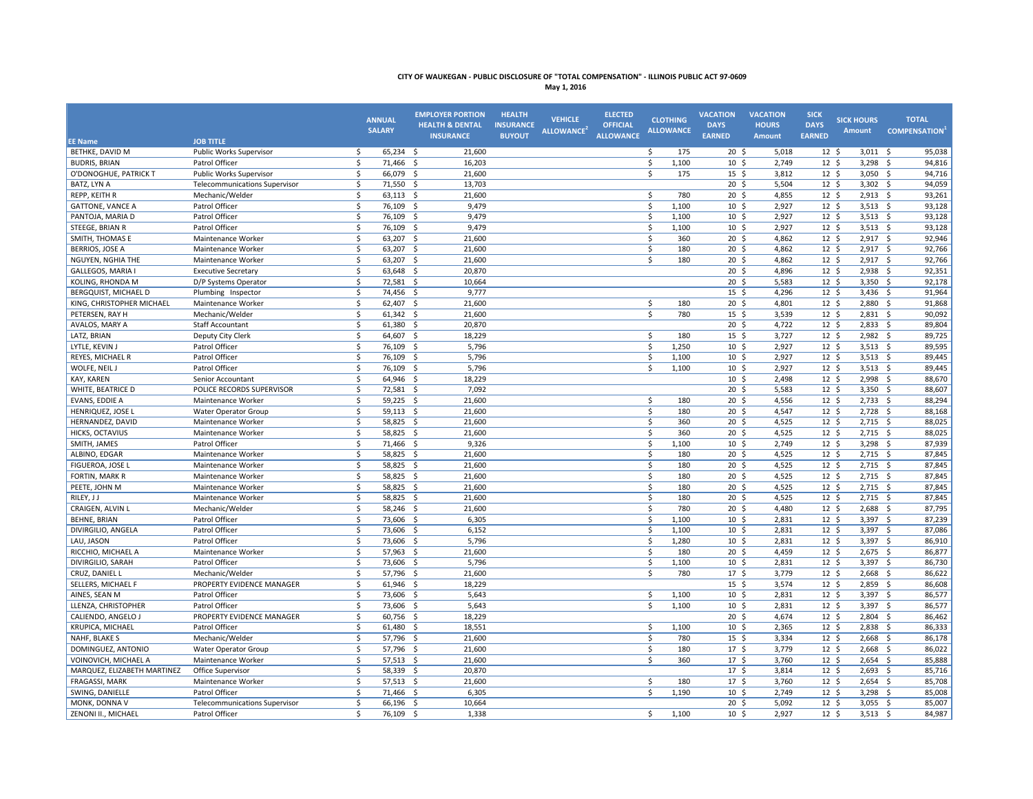**CITY OF WAUKEGAN - PUBLIC DISCLOSURE OF "TOTAL COMPENSATION" - ILLINOIS PUBLIC ACT 97-0609**

**May 1, 2016**

| EE Name | JOB TITLE | ANNUAL SALARY | EMPLOYER PORTION HEALTH & DENTAL INSURANCE | HEALTH INSURANCE BUYOUT | VEHICLE ALLOWANCE[2] | ELECTED OFFICIAL ALLOWANCE | CLOTHING ALLOWANCE | VACATION DAYS EARNED | VACATION HOURS Amount | SICK DAYS EARNED | SICK HOURS Amount | TOTAL COMPENSATION[1] |
|---|---|---|---|---|---|---|---|---|---|---|---|---|
| BETHKE, DAVID M | Public Works Supervisor | $ 65,234 | $ 21,600 | | | | $ 175 | 20 | $ 5,018 | 12 | $ 3,011 | $ 95,038 |
| BUDRIS, BRIAN | Patrol Officer | $ 71,466 | $ 16,203 | | | | $ 1,100 | 10 | $ 2,749 | 12 | $ 3,298 | $ 94,816 |
| O'DONOGHUE, PATRICK T | Public Works Supervisor | $ 66,079 | $ 21,600 | | | | $ 175 | 15 | $ 3,812 | 12 | $ 3,050 | $ 94,716 |
| BATZ, LYN A | Telecommunications Supervisor | $ 71,550 | $ 13,703 | | | | | 20 | $ 5,504 | 12 | $ 3,302 | $ 94,059 |
| REPP, KEITH R | Mechanic/Welder | $ 63,113 | $ 21,600 | | | | $ 780 | 20 | $ 4,855 | 12 | $ 2,913 | $ 93,261 |
| GATTONE, VANCE A | Patrol Officer | $ 76,109 | $ 9,479 | | | | $ 1,100 | 10 | $ 2,927 | 12 | $ 3,513 | $ 93,128 |
| PANTOJA, MARIA D | Patrol Officer | $ 76,109 | $ 9,479 | | | | $ 1,100 | 10 | $ 2,927 | 12 | $ 3,513 | $ 93,128 |
| STEEGE, BRIAN R | Patrol Officer | $ 76,109 | $ 9,479 | | | | $ 1,100 | 10 | $ 2,927 | 12 | $ 3,513 | $ 93,128 |
| SMITH, THOMAS E | Maintenance Worker | $ 63,207 | $ 21,600 | | | | $ 360 | 20 | $ 4,862 | 12 | $ 2,917 | $ 92,946 |
| BERRIOS, JOSE A | Maintenance Worker | $ 63,207 | $ 21,600 | | | | $ 180 | 20 | $ 4,862 | 12 | $ 2,917 | $ 92,766 |
| NGUYEN, NGHIA THE | Maintenance Worker | $ 63,207 | $ 21,600 | | | | $ 180 | 20 | $ 4,862 | 12 | $ 2,917 | $ 92,766 |
| GALLEGOS, MARIA I | Executive Secretary | $ 63,648 | $ 20,870 | | | | | 20 | $ 4,896 | 12 | $ 2,938 | $ 92,351 |
| KOLING, RHONDA M | D/P Systems Operator | $ 72,581 | $ 10,664 | | | | | 20 | $ 5,583 | 12 | $ 3,350 | $ 92,178 |
| BERGQUIST, MICHAEL D | Plumbing Inspector | $ 74,456 | $ 9,777 | | | | | 15 | $ 4,296 | 12 | $ 3,436 | $ 91,964 |
| KING, CHRISTOPHER MICHAEL | Maintenance Worker | $ 62,407 | $ 21,600 | | | | $ 180 | 20 | $ 4,801 | 12 | $ 2,880 | $ 91,868 |
| PETERSEN, RAY H | Mechanic/Welder | $ 61,342 | $ 21,600 | | | | $ 780 | 15 | $ 3,539 | 12 | $ 2,831 | $ 90,092 |
| AVALOS, MARY A | Staff Accountant | $ 61,380 | $ 20,870 | | | | | 20 | $ 4,722 | 12 | $ 2,833 | $ 89,804 |
| LATZ, BRIAN | Deputy City Clerk | $ 64,607 | $ 18,229 | | | | $ 180 | 15 | $ 3,727 | 12 | $ 2,982 | $ 89,725 |
| LYTLE, KEVIN J | Patrol Officer | $ 76,109 | $ 5,796 | | | | $ 1,250 | 10 | $ 2,927 | 12 | $ 3,513 | $ 89,595 |
| REYES, MICHAEL R | Patrol Officer | $ 76,109 | $ 5,796 | | | | $ 1,100 | 10 | $ 2,927 | 12 | $ 3,513 | $ 89,445 |
| WOLFE, NEIL J | Patrol Officer | $ 76,109 | $ 5,796 | | | | $ 1,100 | 10 | $ 2,927 | 12 | $ 3,513 | $ 89,445 |
| KAY, KAREN | Senior Accountant | $ 64,946 | $ 18,229 | | | | | 10 | $ 2,498 | 12 | $ 2,998 | $ 88,670 |
| WHITE, BEATRICE D | POLICE RECORDS SUPERVISOR | $ 72,581 | $ 7,092 | | | | | 20 | $ 5,583 | 12 | $ 3,350 | $ 88,607 |
| EVANS, EDDIE A | Maintenance Worker | $ 59,225 | $ 21,600 | | | | $ 180 | 20 | $ 4,556 | 12 | $ 2,733 | $ 88,294 |
| HENRIQUEZ, JOSE L | Water Operator Group | $ 59,113 | $ 21,600 | | | | $ 180 | 20 | $ 4,547 | 12 | $ 2,728 | $ 88,168 |
| HERNANDEZ, DAVID | Maintenance Worker | $ 58,825 | $ 21,600 | | | | $ 360 | 20 | $ 4,525 | 12 | $ 2,715 | $ 88,025 |
| HICKS, OCTAVIUS | Maintenance Worker | $ 58,825 | $ 21,600 | | | | $ 360 | 20 | $ 4,525 | 12 | $ 2,715 | $ 88,025 |
| SMITH, JAMES | Patrol Officer | $ 71,466 | $ 9,326 | | | | $ 1,100 | 10 | $ 2,749 | 12 | $ 3,298 | $ 87,939 |
| ALBINO, EDGAR | Maintenance Worker | $ 58,825 | $ 21,600 | | | | $ 180 | 20 | $ 4,525 | 12 | $ 2,715 | $ 87,845 |
| FIGUEROA, JOSE L | Maintenance Worker | $ 58,825 | $ 21,600 | | | | $ 180 | 20 | $ 4,525 | 12 | $ 2,715 | $ 87,845 |
| FORTIN, MARK R | Maintenance Worker | $ 58,825 | $ 21,600 | | | | $ 180 | 20 | $ 4,525 | 12 | $ 2,715 | $ 87,845 |
| PEETE, JOHN M | Maintenance Worker | $ 58,825 | $ 21,600 | | | | $ 180 | 20 | $ 4,525 | 12 | $ 2,715 | $ 87,845 |
| RILEY, J J | Maintenance Worker | $ 58,825 | $ 21,600 | | | | $ 180 | 20 | $ 4,525 | 12 | $ 2,715 | $ 87,845 |
| CRAIGEN, ALVIN L | Mechanic/Welder | $ 58,246 | $ 21,600 | | | | $ 780 | 20 | $ 4,480 | 12 | $ 2,688 | $ 87,795 |
| BEHNE, BRIAN | Patrol Officer | $ 73,606 | $ 6,305 | | | | $ 1,100 | 10 | $ 2,831 | 12 | $ 3,397 | $ 87,239 |
| DIVIRGILIO, ANGELA | Patrol Officer | $ 73,606 | $ 6,152 | | | | $ 1,100 | 10 | $ 2,831 | 12 | $ 3,397 | $ 87,086 |
| LAU, JASON | Patrol Officer | $ 73,606 | $ 5,796 | | | | $ 1,280 | 10 | $ 2,831 | 12 | $ 3,397 | $ 86,910 |
| RICCHIO, MICHAEL A | Maintenance Worker | $ 57,963 | $ 21,600 | | | | $ 180 | 20 | $ 4,459 | 12 | $ 2,675 | $ 86,877 |
| DIVIRGILIO, SARAH | Patrol Officer | $ 73,606 | $ 5,796 | | | | $ 1,100 | 10 | $ 2,831 | 12 | $ 3,397 | $ 86,730 |
| CRUZ, DANIEL L | Mechanic/Welder | $ 57,796 | $ 21,600 | | | | $ 780 | 17 | $ 3,779 | 12 | $ 2,668 | $ 86,622 |
| SELLERS, MICHAEL F | PROPERTY EVIDENCE MANAGER | $ 61,946 | $ 18,229 | | | | | 15 | $ 3,574 | 12 | $ 2,859 | $ 86,608 |
| AINES, SEAN M | Patrol Officer | $ 73,606 | $ 5,643 | | | | $ 1,100 | 10 | $ 2,831 | 12 | $ 3,397 | $ 86,577 |
| LLENZA, CHRISTOPHER | Patrol Officer | $ 73,606 | $ 5,643 | | | | $ 1,100 | 10 | $ 2,831 | 12 | $ 3,397 | $ 86,577 |
| CALIENDO, ANGELO J | PROPERTY EVIDENCE MANAGER | $ 60,756 | $ 18,229 | | | | | 20 | $ 4,674 | 12 | $ 2,804 | $ 86,462 |
| KRUPICA, MICHAEL | Patrol Officer | $ 61,480 | $ 18,551 | | | | $ 1,100 | 10 | $ 2,365 | 12 | $ 2,838 | $ 86,333 |
| NAHF, BLAKE S | Mechanic/Welder | $ 57,796 | $ 21,600 | | | | $ 780 | 15 | $ 3,334 | 12 | $ 2,668 | $ 86,178 |
| DOMINGUEZ, ANTONIO | Water Operator Group | $ 57,796 | $ 21,600 | | | | $ 180 | 17 | $ 3,779 | 12 | $ 2,668 | $ 86,022 |
| VOINOVICH, MICHAEL A | Maintenance Worker | $ 57,513 | $ 21,600 | | | | $ 360 | 17 | $ 3,760 | 12 | $ 2,654 | $ 85,888 |
| MARQUEZ, ELIZABETH MARTINEZ | Office Supervisor | $ 58,339 | $ 20,870 | | | | | 17 | $ 3,814 | 12 | $ 2,693 | $ 85,716 |
| FRAGASSI, MARK | Maintenance Worker | $ 57,513 | $ 21,600 | | | | $ 180 | 17 | $ 3,760 | 12 | $ 2,654 | $ 85,708 |
| SWING, DANIELLE | Patrol Officer | $ 71,466 | $ 6,305 | | | | $ 1,190 | 10 | $ 2,749 | 12 | $ 3,298 | $ 85,008 |
| MONK, DONNA V | Telecommunications Supervisor | $ 66,196 | $ 10,664 | | | | | 20 | $ 5,092 | 12 | $ 3,055 | $ 85,007 |
| ZENONI II., MICHAEL | Patrol Officer | $ 76,109 | $ 1,338 | | | | $ 1,100 | 10 | $ 2,927 | 12 | $ 3,513 | $ 84,987 |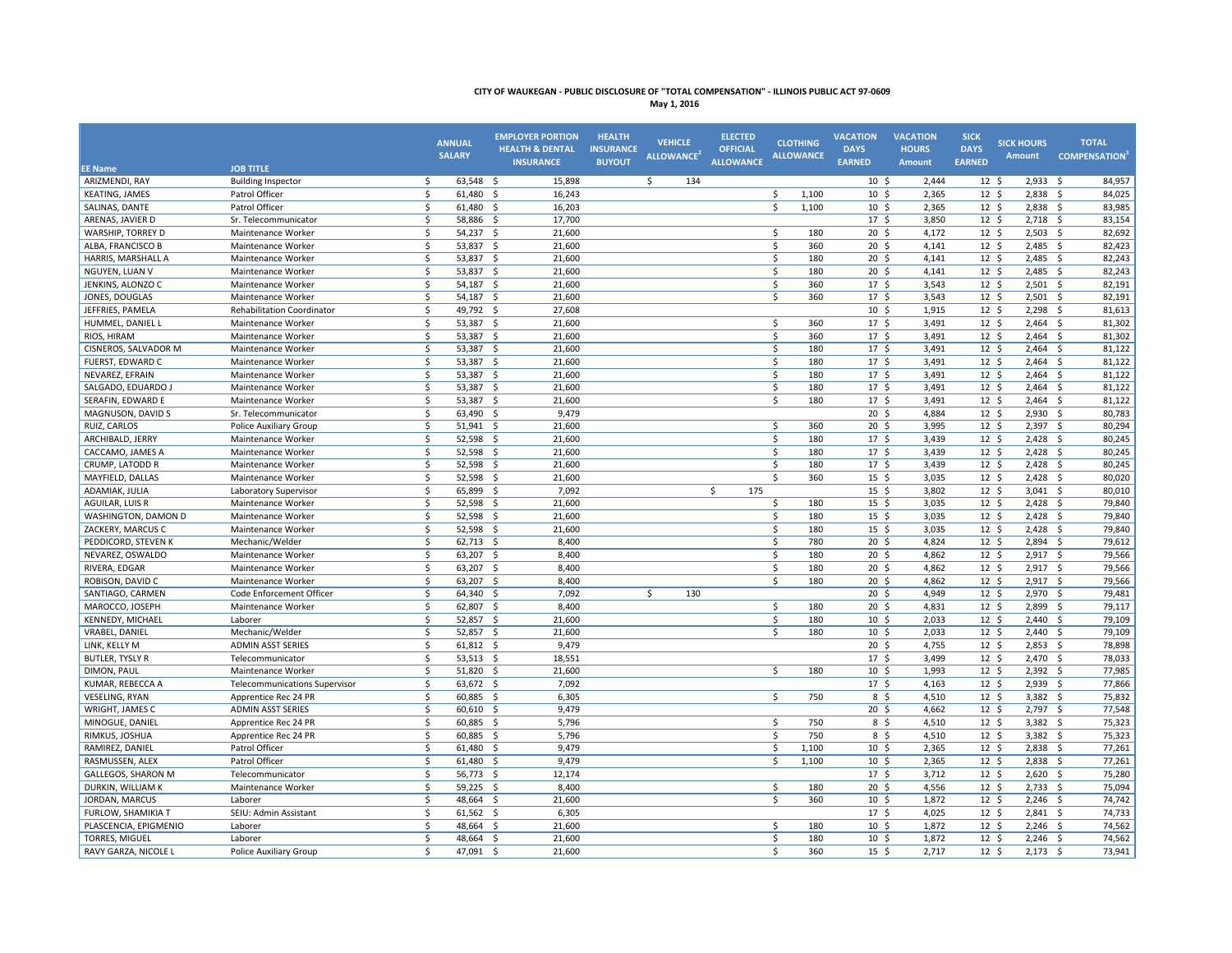**CITY OF WAUKEGAN - PUBLIC DISCLOSURE OF "TOTAL COMPENSATION" - ILLINOIS PUBLIC ACT 97-0609**

**May 1, 2016**

| EE Name | JOB TITLE | ANNUAL SALARY | EMPLOYER PORTION HEALTH & DENTAL INSURANCE | HEALTH INSURANCE BUYOUT | VEHICLE ALLOWANCE[2] | ELECTED OFFICIAL ALLOWANCE | CLOTHING ALLOWANCE | VACATION DAYS EARNED | VACATION HOURS Amount | SICK DAYS EARNED | SICK HOURS Amount | TOTAL COMPENSATION[1] |
|---|---|---|---|---|---|---|---|---|---|---|---|---|
| ARIZMENDI, RAY | Building Inspector | $ 63,548 | $ 15,898 | | $ 134 | | | 10 | $ 2,444 | 12 | $ 2,933 | $ 84,957 |
| KEATING, JAMES | Patrol Officer | $ 61,480 | $ 16,243 | | | | $ 1,100 | 10 | $ 2,365 | 12 | $ 2,838 | $ 84,025 |
| SALINAS, DANTE | Patrol Officer | $ 61,480 | $ 16,203 | | | | $ 1,100 | 10 | $ 2,365 | 12 | $ 2,838 | $ 83,985 |
| ARENAS, JAVIER D | Sr. Telecommunicator | $ 58,886 | $ 17,700 | | | | | 17 | $ 3,850 | 12 | $ 2,718 | $ 83,154 |
| WARSHIP, TORREY D | Maintenance Worker | $ 54,237 | $ 21,600 | | | | $ 180 | 20 | $ 4,172 | 12 | $ 2,503 | $ 82,692 |
| ALBA, FRANCISCO B | Maintenance Worker | $ 53,837 | $ 21,600 | | | | $ 360 | 20 | $ 4,141 | 12 | $ 2,485 | $ 82,423 |
| HARRIS, MARSHALL A | Maintenance Worker | $ 53,837 | $ 21,600 | | | | $ 180 | 20 | $ 4,141 | 12 | $ 2,485 | $ 82,243 |
| NGUYEN, LUAN V | Maintenance Worker | $ 53,837 | $ 21,600 | | | | $ 180 | 20 | $ 4,141 | 12 | $ 2,485 | $ 82,243 |
| JENKINS, ALONZO C | Maintenance Worker | $ 54,187 | $ 21,600 | | | | $ 360 | 17 | $ 3,543 | 12 | $ 2,501 | $ 82,191 |
| JONES, DOUGLAS | Maintenance Worker | $ 54,187 | $ 21,600 | | | | $ 360 | 17 | $ 3,543 | 12 | $ 2,501 | $ 82,191 |
| JEFFRIES, PAMELA | Rehabilitation Coordinator | $ 49,792 | $ 27,608 | | | | | 10 | $ 1,915 | 12 | $ 2,298 | $ 81,613 |
| HUMMEL, DANIEL L | Maintenance Worker | $ 53,387 | $ 21,600 | | | | $ 360 | 17 | $ 3,491 | 12 | $ 2,464 | $ 81,302 |
| RIOS, HIRAM | Maintenance Worker | $ 53,387 | $ 21,600 | | | | $ 360 | 17 | $ 3,491 | 12 | $ 2,464 | $ 81,302 |
| CISNEROS, SALVADOR M | Maintenance Worker | $ 53,387 | $ 21,600 | | | | $ 180 | 17 | $ 3,491 | 12 | $ 2,464 | $ 81,122 |
| FUERST, EDWARD C | Maintenance Worker | $ 53,387 | $ 21,600 | | | | $ 180 | 17 | $ 3,491 | 12 | $ 2,464 | $ 81,122 |
| NEVAREZ, EFRAIN | Maintenance Worker | $ 53,387 | $ 21,600 | | | | $ 180 | 17 | $ 3,491 | 12 | $ 2,464 | $ 81,122 |
| SALGADO, EDUARDO J | Maintenance Worker | $ 53,387 | $ 21,600 | | | | $ 180 | 17 | $ 3,491 | 12 | $ 2,464 | $ 81,122 |
| SERAFIN, EDWARD E | Maintenance Worker | $ 53,387 | $ 21,600 | | | | $ 180 | 17 | $ 3,491 | 12 | $ 2,464 | $ 81,122 |
| MAGNUSON, DAVID S | Sr. Telecommunicator | $ 63,490 | $ 9,479 | | | | | 20 | $ 4,884 | 12 | $ 2,930 | $ 80,783 |
| RUIZ, CARLOS | Police Auxiliary Group | $ 51,941 | $ 21,600 | | | | $ 360 | 20 | $ 3,995 | 12 | $ 2,397 | $ 80,294 |
| ARCHIBALD, JERRY | Maintenance Worker | $ 52,598 | $ 21,600 | | | | $ 180 | 17 | $ 3,439 | 12 | $ 2,428 | $ 80,245 |
| CACCAMO, JAMES A | Maintenance Worker | $ 52,598 | $ 21,600 | | | | $ 180 | 17 | $ 3,439 | 12 | $ 2,428 | $ 80,245 |
| CRUMP, LATODD R | Maintenance Worker | $ 52,598 | $ 21,600 | | | | $ 180 | 17 | $ 3,439 | 12 | $ 2,428 | $ 80,245 |
| MAYFIELD, DALLAS | Maintenance Worker | $ 52,598 | $ 21,600 | | | | $ 360 | 15 | $ 3,035 | 12 | $ 2,428 | $ 80,020 |
| ADAMIAK, JULIA | Laboratory Supervisor | $ 65,899 | $ 7,092 | | | $ 175 | | 15 | $ 3,802 | 12 | $ 3,041 | $ 80,010 |
| AGUILAR, LUIS R | Maintenance Worker | $ 52,598 | $ 21,600 | | | | $ 180 | 15 | $ 3,035 | 12 | $ 2,428 | $ 79,840 |
| WASHINGTON, DAMON D | Maintenance Worker | $ 52,598 | $ 21,600 | | | | $ 180 | 15 | $ 3,035 | 12 | $ 2,428 | $ 79,840 |
| ZACKERY, MARCUS C | Maintenance Worker | $ 52,598 | $ 21,600 | | | | $ 180 | 15 | $ 3,035 | 12 | $ 2,428 | $ 79,840 |
| PEDDICORD, STEVEN K | Mechanic/Welder | $ 62,713 | $ 8,400 | | | | $ 780 | 20 | $ 4,824 | 12 | $ 2,894 | $ 79,612 |
| NEVAREZ, OSWALDO | Maintenance Worker | $ 63,207 | $ 8,400 | | | | $ 180 | 20 | $ 4,862 | 12 | $ 2,917 | $ 79,566 |
| RIVERA, EDGAR | Maintenance Worker | $ 63,207 | $ 8,400 | | | | $ 180 | 20 | $ 4,862 | 12 | $ 2,917 | $ 79,566 |
| ROBISON, DAVID C | Maintenance Worker | $ 63,207 | $ 8,400 | | | | $ 180 | 20 | $ 4,862 | 12 | $ 2,917 | $ 79,566 |
| SANTIAGO, CARMEN | Code Enforcement Officer | $ 64,340 | $ 7,092 | | $ 130 | | | 20 | $ 4,949 | 12 | $ 2,970 | $ 79,481 |
| MAROCCO, JOSEPH | Maintenance Worker | $ 62,807 | $ 8,400 | | | | $ 180 | 20 | $ 4,831 | 12 | $ 2,899 | $ 79,117 |
| KENNEDY, MICHAEL | Laborer | $ 52,857 | $ 21,600 | | | | $ 180 | 10 | $ 2,033 | 12 | $ 2,440 | $ 79,109 |
| VRABEL, DANIEL | Mechanic/Welder | $ 52,857 | $ 21,600 | | | | $ 180 | 10 | $ 2,033 | 12 | $ 2,440 | $ 79,109 |
| LINK, KELLY M | ADMIN ASST SERIES | $ 61,812 | $ 9,479 | | | | | 20 | $ 4,755 | 12 | $ 2,853 | $ 78,898 |
| BUTLER, TYSLY R | Telecommunicator | $ 53,513 | $ 18,551 | | | | | 17 | $ 3,499 | 12 | $ 2,470 | $ 78,033 |
| DIMON, PAUL | Maintenance Worker | $ 51,820 | $ 21,600 | | | | $ 180 | 10 | $ 1,993 | 12 | $ 2,392 | $ 77,985 |
| KUMAR, REBECCA A | Telecommunications Supervisor | $ 63,672 | $ 7,092 | | | | | 17 | $ 4,163 | 12 | $ 2,939 | $ 77,866 |
| VESELING, RYAN | Apprentice Rec 24 PR | $ 60,885 | $ 6,305 | | | | $ 750 | 8 | $ 4,510 | 12 | $ 3,382 | $ 75,832 |
| WRIGHT, JAMES C | ADMIN ASST SERIES | $ 60,610 | $ 9,479 | | | | | 20 | $ 4,662 | 12 | $ 2,797 | $ 77,548 |
| MINOGUE, DANIEL | Apprentice Rec 24 PR | $ 60,885 | $ 5,796 | | | | $ 750 | 8 | $ 4,510 | 12 | $ 3,382 | $ 75,323 |
| RIMKUS, JOSHUA | Apprentice Rec 24 PR | $ 60,885 | $ 5,796 | | | | $ 750 | 8 | $ 4,510 | 12 | $ 3,382 | $ 75,323 |
| RAMIREZ, DANIEL | Patrol Officer | $ 61,480 | $ 9,479 | | | | $ 1,100 | 10 | $ 2,365 | 12 | $ 2,838 | $ 77,261 |
| RASMUSSEN, ALEX | Patrol Officer | $ 61,480 | $ 9,479 | | | | $ 1,100 | 10 | $ 2,365 | 12 | $ 2,838 | $ 77,261 |
| GALLEGOS, SHARON M | Telecommunicator | $ 56,773 | $ 12,174 | | | | | 17 | $ 3,712 | 12 | $ 2,620 | $ 75,280 |
| DURKIN, WILLIAM K | Maintenance Worker | $ 59,225 | $ 8,400 | | | | $ 180 | 20 | $ 4,556 | 12 | $ 2,733 | $ 75,094 |
| JORDAN, MARCUS | Laborer | $ 48,664 | $ 21,600 | | | | $ 360 | 10 | $ 1,872 | 12 | $ 2,246 | $ 74,742 |
| FURLOW, SHAMIKIA T | SEIU: Admin Assistant | $ 61,562 | $ 6,305 | | | | | 17 | $ 4,025 | 12 | $ 2,841 | $ 74,733 |
| PLASCENCIA, EPIGMENIO | Laborer | $ 48,664 | $ 21,600 | | | | $ 180 | 10 | $ 1,872 | 12 | $ 2,246 | $ 74,562 |
| TORRES, MIGUEL | Laborer | $ 48,664 | $ 21,600 | | | | $ 180 | 10 | $ 1,872 | 12 | $ 2,246 | $ 74,562 |
| RAVY GARZA, NICOLE L | Police Auxiliary Group | $ 47,091 | $ 21,600 | | | | $ 360 | 15 | $ 2,717 | 12 | $ 2,173 | $ 73,941 |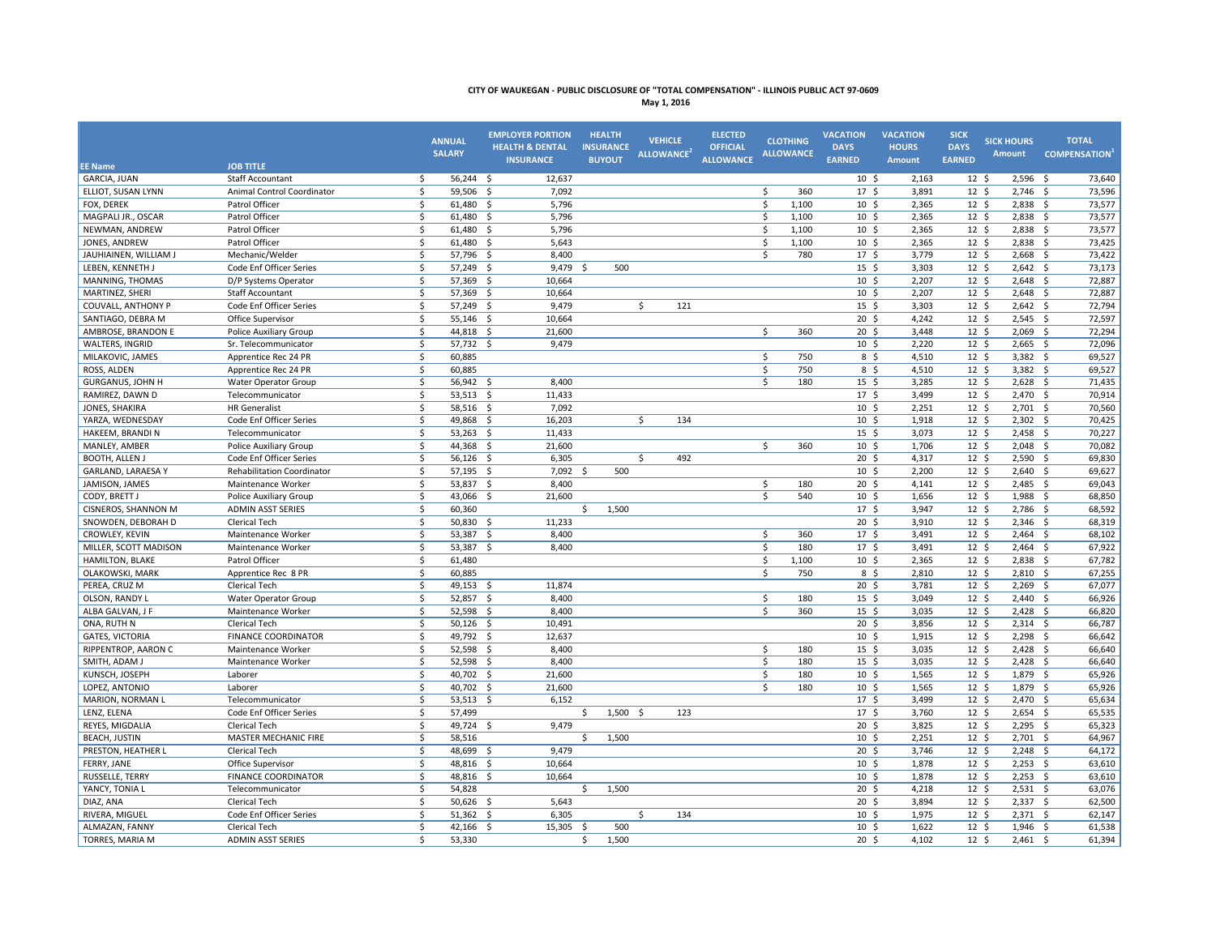CITY OF WAUKEGAN - PUBLIC DISCLOSURE OF "TOTAL COMPENSATION" - ILLINOIS PUBLIC ACT 97-0609
May 1, 2016

| EE Name | JOB TITLE | ANNUAL SALARY | EMPLOYER PORTION HEALTH & DENTAL INSURANCE | HEALTH INSURANCE BUYOUT | VEHICLE ALLOWANCE[2] | ELECTED OFFICIAL ALLOWANCE | CLOTHING ALLOWANCE | VACATION DAYS EARNED | VACATION HOURS Amount | SICK DAYS EARNED | SICK HOURS Amount | TOTAL COMPENSATION[1] |
|---|---|---|---|---|---|---|---|---|---|---|---|---|
| GARCIA, JUAN | Staff Accountant | $ 56,244 | $ 12,637 | | | | | 10 | $ 2,163 | 12 | $ 2,596 | $ 73,640 |
| ELLIOT, SUSAN LYNN | Animal Control Coordinator | $ 59,506 | $ 7,092 | | | | $ 360 | 17 | $ 3,891 | 12 | $ 2,746 | $ 73,596 |
| FOX, DEREK | Patrol Officer | $ 61,480 | $ 5,796 | | | | $ 1,100 | 10 | $ 2,365 | 12 | $ 2,838 | $ 73,577 |
| MAGPALI JR., OSCAR | Patrol Officer | $ 61,480 | $ 5,796 | | | | $ 1,100 | 10 | $ 2,365 | 12 | $ 2,838 | $ 73,577 |
| NEWMAN, ANDREW | Patrol Officer | $ 61,480 | $ 5,796 | | | | $ 1,100 | 10 | $ 2,365 | 12 | $ 2,838 | $ 73,577 |
| JONES, ANDREW | Patrol Officer | $ 61,480 | $ 5,643 | | | | $ 1,100 | 10 | $ 2,365 | 12 | $ 2,838 | $ 73,425 |
| JAUHIAINEN, WILLIAM J | Mechanic/Welder | $ 57,796 | $ 8,400 | | | | $ 780 | 17 | $ 3,779 | 12 | $ 2,668 | $ 73,422 |
| LEBEN, KENNETH J | Code Enf Officer Series | $ 57,249 | $ 9,479 | $ 500 | | | | 15 | $ 3,303 | 12 | $ 2,642 | $ 73,173 |
| MANNING, THOMAS | D/P Systems Operator | $ 57,369 | $ 10,664 | | | | | 10 | $ 2,207 | 12 | $ 2,648 | $ 72,887 |
| MARTINEZ, SHERI | Staff Accountant | $ 57,369 | $ 10,664 | | | | | 10 | $ 2,207 | 12 | $ 2,648 | $ 72,887 |
| COUVALL, ANTHONY P | Code Enf Officer Series | $ 57,249 | $ 9,479 | | $ 121 | | | 15 | $ 3,303 | 12 | $ 2,642 | $ 72,794 |
| SANTIAGO, DEBRA M | Office Supervisor | $ 55,146 | $ 10,664 | | | | | 20 | $ 4,242 | 12 | $ 2,545 | $ 72,597 |
| AMBROSE, BRANDON E | Police Auxiliary Group | $ 44,818 | $ 21,600 | | | | $ 360 | 20 | $ 3,448 | 12 | $ 2,069 | $ 72,294 |
| WALTERS, INGRID | Sr. Telecommunicator | $ 57,732 | $ 9,479 | | | | | 10 | $ 2,220 | 12 | $ 2,665 | $ 72,096 |
| MILAKOVIC, JAMES | Apprentice Rec 24 PR | $ 60,885 | | | | | $ 750 | 8 | $ 4,510 | 12 | $ 3,382 | $ 69,527 |
| ROSS, ALDEN | Apprentice Rec 24 PR | $ 60,885 | | | | | $ 750 | 8 | $ 4,510 | 12 | $ 3,382 | $ 69,527 |
| GURGANUS, JOHN H | Water Operator Group | $ 56,942 | $ 8,400 | | | | $ 180 | 15 | $ 3,285 | 12 | $ 2,628 | $ 71,435 |
| RAMIREZ, DAWN D | Telecommunicator | $ 53,513 | $ 11,433 | | | | | 17 | $ 3,499 | 12 | $ 2,470 | $ 70,914 |
| JONES, SHAKIRA | HR Generalist | $ 58,516 | $ 7,092 | | | | | 10 | $ 2,251 | 12 | $ 2,701 | $ 70,560 |
| YARZA, WEDNESDAY | Code Enf Officer Series | $ 49,868 | $ 16,203 | | $ 134 | | | 10 | $ 1,918 | 12 | $ 2,302 | $ 70,425 |
| HAKEEM, BRANDI N | Telecommunicator | $ 53,263 | $ 11,433 | | | | | 15 | $ 3,073 | 12 | $ 2,458 | $ 70,227 |
| MANLEY, AMBER | Police Auxiliary Group | $ 44,368 | $ 21,600 | | | | $ 360 | 10 | $ 1,706 | 12 | $ 2,048 | $ 70,082 |
| BOOTH, ALLEN J | Code Enf Officer Series | $ 56,126 | $ 6,305 | | $ 492 | | | 20 | $ 4,317 | 12 | $ 2,590 | $ 69,830 |
| GARLAND, LARAESA Y | Rehabilitation Coordinator | $ 57,195 | $ 7,092 | $ 500 | | | | 10 | $ 2,200 | 12 | $ 2,640 | $ 69,627 |
| JAMISON, JAMES | Maintenance Worker | $ 53,837 | $ 8,400 | | | | $ 180 | 20 | $ 4,141 | 12 | $ 2,485 | $ 69,043 |
| CODY, BRETT J | Police Auxiliary Group | $ 43,066 | $ 21,600 | | | | $ 540 | 10 | $ 1,656 | 12 | $ 1,988 | $ 68,850 |
| CISNEROS, SHANNON M | ADMIN ASST SERIES | $ 60,360 | | $ 1,500 | | | | 17 | $ 3,947 | 12 | $ 2,786 | $ 68,592 |
| SNOWDEN, DEBORAH D | Clerical Tech | $ 50,830 | $ 11,233 | | | | | 20 | $ 3,910 | 12 | $ 2,346 | $ 68,319 |
| CROWLEY, KEVIN | Maintenance Worker | $ 53,387 | $ 8,400 | | | | $ 360 | 17 | $ 3,491 | 12 | $ 2,464 | $ 68,102 |
| MILLER, SCOTT MADISON | Maintenance Worker | $ 53,387 | $ 8,400 | | | | $ 180 | 17 | $ 3,491 | 12 | $ 2,464 | $ 67,922 |
| HAMILTON, BLAKE | Patrol Officer | $ 61,480 | | | | | $ 1,100 | 10 | $ 2,365 | 12 | $ 2,838 | $ 67,782 |
| OLAKOWSKI, MARK | Apprentice Rec 8 PR | $ 60,885 | | | | | $ 750 | 8 | $ 2,810 | 12 | $ 2,810 | $ 67,255 |
| PEREA, CRUZ M | Clerical Tech | $ 49,153 | $ 11,874 | | | | | 20 | $ 3,781 | 12 | $ 2,269 | $ 67,077 |
| OLSON, RANDY L | Water Operator Group | $ 52,857 | $ 8,400 | | | | $ 180 | 15 | $ 3,049 | 12 | $ 2,440 | $ 66,926 |
| ALBA GALVAN, J F | Maintenance Worker | $ 52,598 | $ 8,400 | | | | $ 360 | 15 | $ 3,035 | 12 | $ 2,428 | $ 66,820 |
| ONA, RUTH N | Clerical Tech | $ 50,126 | $ 10,491 | | | | | 20 | $ 3,856 | 12 | $ 2,314 | $ 66,787 |
| GATES, VICTORIA | FINANCE COORDINATOR | $ 49,792 | $ 12,637 | | | | | 10 | $ 1,915 | 12 | $ 2,298 | $ 66,642 |
| RIPPENTROP, AARON C | Maintenance Worker | $ 52,598 | $ 8,400 | | | | $ 180 | 15 | $ 3,035 | 12 | $ 2,428 | $ 66,640 |
| SMITH, ADAM J | Maintenance Worker | $ 52,598 | $ 8,400 | | | | $ 180 | 15 | $ 3,035 | 12 | $ 2,428 | $ 66,640 |
| KUNSCH, JOSEPH | Laborer | $ 40,702 | $ 21,600 | | | | $ 180 | 10 | $ 1,565 | 12 | $ 1,879 | $ 65,926 |
| LOPEZ, ANTONIO | Laborer | $ 40,702 | $ 21,600 | | | | $ 180 | 10 | $ 1,565 | 12 | $ 1,879 | $ 65,926 |
| MARION, NORMAN L | Telecommunicator | $ 53,513 | $ 6,152 | | | | | 17 | $ 3,499 | 12 | $ 2,470 | $ 65,634 |
| LENZ, ELENA | Code Enf Officer Series | $ 57,499 | | $ 1,500 | $ 123 | | | 17 | $ 3,760 | 12 | $ 2,654 | $ 65,535 |
| REYES, MIGDALIA | Clerical Tech | $ 49,724 | $ 9,479 | | | | | 20 | $ 3,825 | 12 | $ 2,295 | $ 65,323 |
| BEACH, JUSTIN | MASTER MECHANIC FIRE | $ 58,516 | | $ 1,500 | | | | 10 | $ 2,251 | 12 | $ 2,701 | $ 64,967 |
| PRESTON, HEATHER L | Clerical Tech | $ 48,699 | $ 9,479 | | | | | 20 | $ 3,746 | 12 | $ 2,248 | $ 64,172 |
| FERRY, JANE | Office Supervisor | $ 48,816 | $ 10,664 | | | | | 10 | $ 1,878 | 12 | $ 2,253 | $ 63,610 |
| RUSSELLE, TERRY | FINANCE COORDINATOR | $ 48,816 | $ 10,664 | | | | | 10 | $ 1,878 | 12 | $ 2,253 | $ 63,610 |
| YANCY, TONIA L | Telecommunicator | $ 54,828 | | $ 1,500 | | | | 20 | $ 4,218 | 12 | $ 2,531 | $ 63,076 |
| DIAZ, ANA | Clerical Tech | $ 50,626 | $ 5,643 | | | | | 20 | $ 3,894 | 12 | $ 2,337 | $ 62,500 |
| RIVERA, MIGUEL | Code Enf Officer Series | $ 51,362 | $ 6,305 | | $ 134 | | | 10 | $ 1,975 | 12 | $ 2,371 | $ 62,147 |
| ALMAZAN, FANNY | Clerical Tech | $ 42,166 | $ 15,305 | $ 500 | | | | 10 | $ 1,622 | 12 | $ 1,946 | $ 61,538 |
| TORRES, MARIA M | ADMIN ASST SERIES | $ 53,330 | | $ 1,500 | | | | 20 | $ 4,102 | 12 | $ 2,461 | $ 61,394 |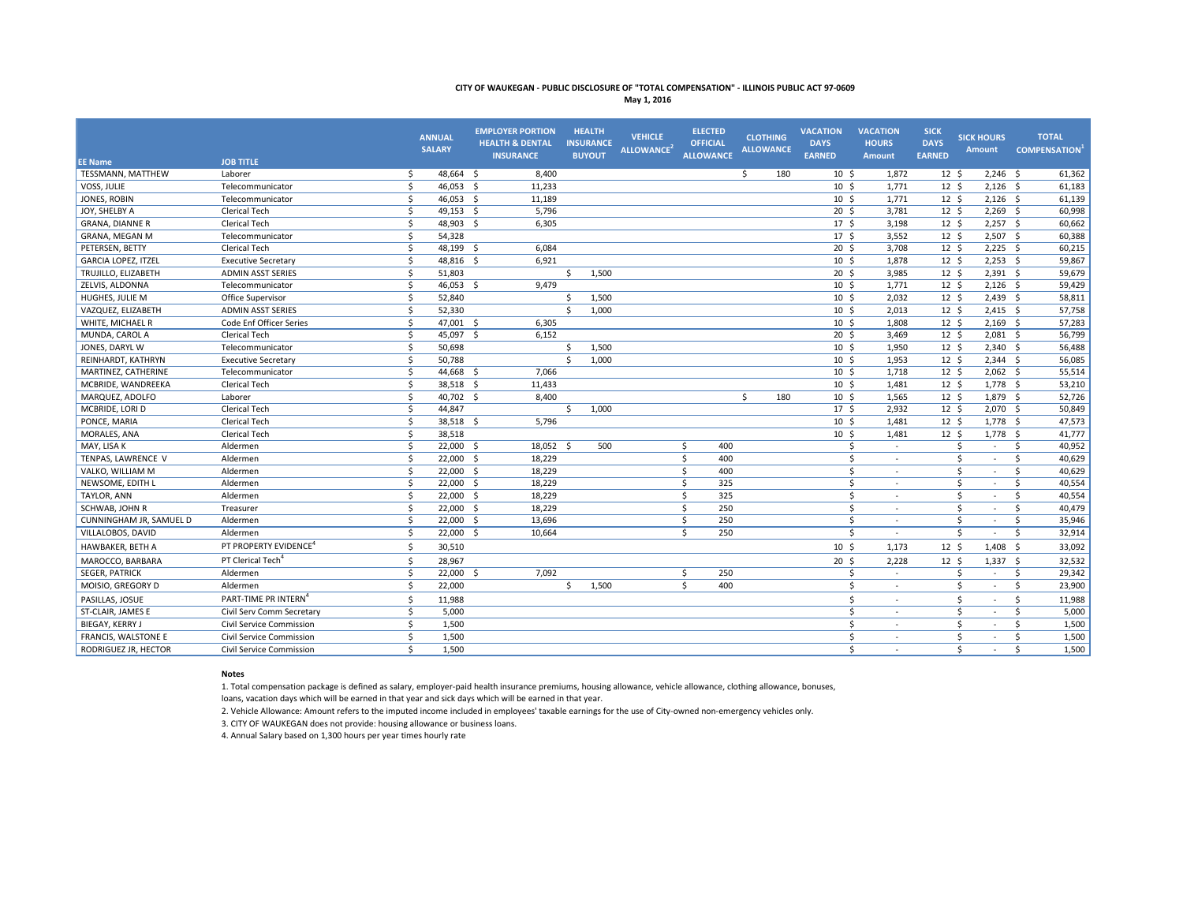CITY OF WAUKEGAN - PUBLIC DISCLOSURE OF "TOTAL COMPENSATION" - ILLINOIS PUBLIC ACT 97-0609
May 1, 2016

| EE Name | JOB TITLE | ANNUAL SALARY | EMPLOYER PORTION HEALTH & DENTAL INSURANCE | HEALTH INSURANCE BUYOUT | VEHICLE ALLOWANCE[2] | ELECTED OFFICIAL ALLOWANCE | CLOTHING ALLOWANCE | VACATION DAYS EARNED | VACATION HOURS Amount | SICK DAYS EARNED | SICK HOURS Amount | TOTAL COMPENSATION[1] |
|---|---|---|---|---|---|---|---|---|---|---|---|---|
| TESSMANN, MATTHEW | Laborer | $ 48,664 | $ 8,400 | | | | $ 180 | 10 | $ 1,872 | 12 | $ 2,246 | $ 61,362 |
| VOSS, JULIE | Telecommunicator | $ 46,053 | $ 11,233 | | | | | 10 | $ 1,771 | 12 | $ 2,126 | $ 61,183 |
| JONES, ROBIN | Telecommunicator | $ 46,053 | $ 11,189 | | | | | 10 | $ 1,771 | 12 | $ 2,126 | $ 61,139 |
| JOY, SHELBY A | Clerical Tech | $ 49,153 | $ 5,796 | | | | | 20 | $ 3,781 | 12 | $ 2,269 | $ 60,998 |
| GRANA, DIANNE R | Clerical Tech | $ 48,903 | $ 6,305 | | | | | 17 | $ 3,198 | 12 | $ 2,257 | $ 60,662 |
| GRANA, MEGAN M | Telecommunicator | $ 54,328 | | | | | | 17 | $ 3,552 | 12 | $ 2,507 | $ 60,388 |
| PETERSEN, BETTY | Clerical Tech | $ 48,199 | $ 6,084 | | | | | 20 | $ 3,708 | 12 | $ 2,225 | $ 60,215 |
| GARCIA LOPEZ, ITZEL | Executive Secretary | $ 48,816 | $ 6,921 | | | | | 10 | $ 1,878 | 12 | $ 2,253 | $ 59,867 |
| TRUJILLO, ELIZABETH | ADMIN ASST SERIES | $ 51,803 | | $ 1,500 | | | | 20 | $ 3,985 | 12 | $ 2,391 | $ 59,679 |
| ZELVIS, ALDONNA | Telecommunicator | $ 46,053 | $ 9,479 | | | | | 10 | $ 1,771 | 12 | $ 2,126 | $ 59,429 |
| HUGHES, JULIE M | Office Supervisor | $ 52,840 | | $ 1,500 | | | | 10 | $ 2,032 | 12 | $ 2,439 | $ 58,811 |
| VAZQUEZ, ELIZABETH | ADMIN ASST SERIES | $ 52,330 | | $ 1,000 | | | | 10 | $ 2,013 | 12 | $ 2,415 | $ 57,758 |
| WHITE, MICHAEL R | Code Enf Officer Series | $ 47,001 | $ 6,305 | | | | | 10 | $ 1,808 | 12 | $ 2,169 | $ 57,283 |
| MUNDA, CAROL A | Clerical Tech | $ 45,097 | $ 6,152 | | | | | 20 | $ 3,469 | 12 | $ 2,081 | $ 56,799 |
| JONES, DARYL W | Telecommunicator | $ 50,698 | | $ 1,500 | | | | 10 | $ 1,950 | 12 | $ 2,340 | $ 56,488 |
| REINHARDT, KATHRYN | Executive Secretary | $ 50,788 | | $ 1,000 | | | | 10 | $ 1,953 | 12 | $ 2,344 | $ 56,085 |
| MARTINEZ, CATHERINE | Telecommunicator | $ 44,668 | $ 7,066 | | | | | 10 | $ 1,718 | 12 | $ 2,062 | $ 55,514 |
| MCBRIDE, WANDREEKA | Clerical Tech | $ 38,518 | $ 11,433 | | | | | 10 | $ 1,481 | 12 | $ 1,778 | $ 53,210 |
| MARQUEZ, ADOLFO | Laborer | $ 40,702 | $ 8,400 | | | | $ 180 | 10 | $ 1,565 | 12 | $ 1,879 | $ 52,726 |
| MCBRIDE, LORI D | Clerical Tech | $ 44,847 | | $ 1,000 | | | | 17 | $ 2,932 | 12 | $ 2,070 | $ 50,849 |
| PONCE, MARIA | Clerical Tech | $ 38,518 | $ 5,796 | | | | | 10 | $ 1,481 | 12 | $ 1,778 | $ 47,573 |
| MORALES, ANA | Clerical Tech | $ 38,518 | | | | | | 10 | $ 1,481 | 12 | $ 1,778 | $ 41,777 |
| MAY, LISA K | Aldermen | $ 22,000 | $ 18,052 | $ 500 | | $ 400 | | | $ - | | $ - | $ 40,952 |
| TENPAS, LAWRENCE V | Aldermen | $ 22,000 | $ 18,229 | | | $ 400 | | | $ - | | $ - | $ 40,629 |
| VALKO, WILLIAM M | Aldermen | $ 22,000 | $ 18,229 | | | $ 400 | | | $ - | | $ - | $ 40,629 |
| NEWSOME, EDITH L | Aldermen | $ 22,000 | $ 18,229 | | | $ 325 | | | $ - | | $ - | $ 40,554 |
| TAYLOR, ANN | Aldermen | $ 22,000 | $ 18,229 | | | $ 325 | | | $ - | | $ - | $ 40,554 |
| SCHWAB, JOHN R | Treasurer | $ 22,000 | $ 18,229 | | | $ 250 | | | $ - | | $ - | $ 40,479 |
| CUNNINGHAM JR, SAMUEL D | Aldermen | $ 22,000 | $ 13,696 | | | $ 250 | | | $ - | | $ - | $ 35,946 |
| VILLALOBOS, DAVID | Aldermen | $ 22,000 | $ 10,664 | | | $ 250 | | | $ - | | $ - | $ 32,914 |
| HAWBAKER, BETH A | PT PROPERTY EVIDENCE[4] | $ 30,510 | | | | | | 10 | $ 1,173 | 12 | $ 1,408 | $ 33,092 |
| MAROCCO, BARBARA | PT Clerical Tech[4] | $ 28,967 | | | | | | 20 | $ 2,228 | 12 | $ 1,337 | $ 32,532 |
| SEGER, PATRICK | Aldermen | $ 22,000 | $ 7,092 | | | $ 250 | | | $ - | | $ - | $ 29,342 |
| MOISIO, GREGORY D | Aldermen | $ 22,000 | | $ 1,500 | | $ 400 | | | $ - | | $ - | $ 23,900 |
| PASILLAS, JOSUE | PART-TIME PR INTERN[4] | $ 11,988 | | | | | | | $ - | | $ - | $ 11,988 |
| ST-CLAIR, JAMES E | Civil Serv Comm Secretary | $ 5,000 | | | | | | | $ - | | $ - | $ 5,000 |
| BIEGAY, KERRY J | Civil Service Commission | $ 1,500 | | | | | | | $ - | | $ - | $ 1,500 |
| FRANCIS, WALSTONE E | Civil Service Commission | $ 1,500 | | | | | | | $ - | | $ - | $ 1,500 |
| RODRIGUEZ JR, HECTOR | Civil Service Commission | $ 1,500 | | | | | | | $ - | | $ - | $ 1,500 |

**Notes**

1. Total compensation package is defined as salary, employer-paid health insurance premiums, housing allowance, vehicle allowance, clothing allowance, bonuses, loans, vacation days which will be earned in that year and sick days which will be earned in that year.

2. Vehicle Allowance: Amount refers to the imputed income included in employees' taxable earnings for the use of City-owned non-emergency vehicles only.

3. CITY OF WAUKEGAN does not provide: housing allowance or business loans.

4. Annual Salary based on 1,300 hours per year times hourly rate